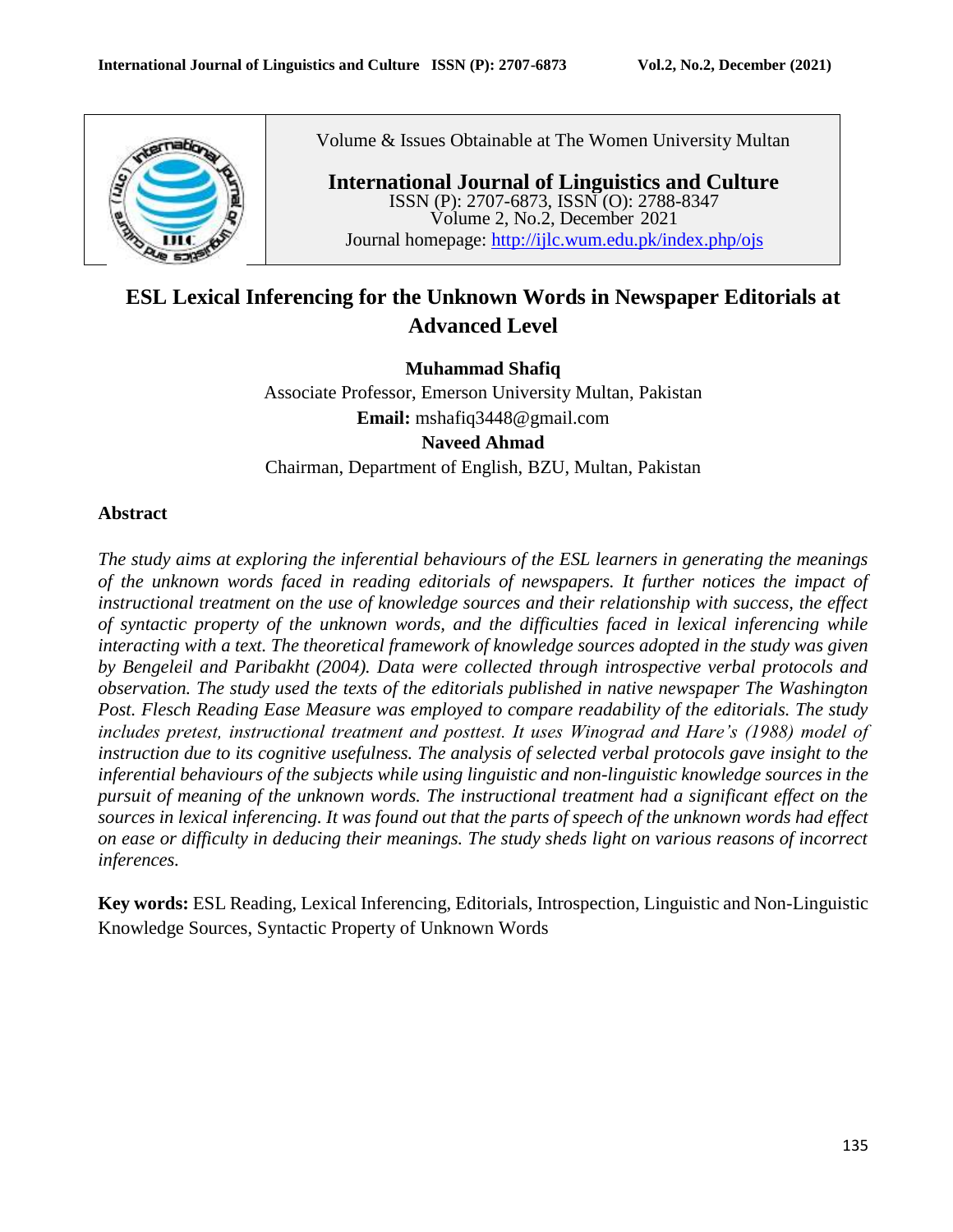Volume & Issues Obtainable at The Women University Multan

**International Journal of Linguistics and Culture**
ISSN (P): 2707-6873, ISSN (O): 2788-8347
Volume 2, No.2, December 2021
Journal homepage: http://ijlc.wum.edu.pk/index.php/ojs

# ESL Lexical Inferencing for the Unknown Words in Newspaper Editorials at Advanced Level

**Muhammad Shafiq**
Associate Professor, Emerson University Multan, Pakistan
**Email:** mshafiq3448@gmail.com

**Naveed Ahmad**
Chairman, Department of English, BZU, Multan, Pakistan

## Abstract

*The study aims at exploring the inferential behaviours of the ESL learners in generating the meanings of the unknown words faced in reading editorials of newspapers. It further notices the impact of instructional treatment on the use of knowledge sources and their relationship with success, the effect of syntactic property of the unknown words, and the difficulties faced in lexical inferencing while interacting with a text. The theoretical framework of knowledge sources adopted in the study was given by Bengeleil and Paribakht (2004). Data were collected through introspective verbal protocols and observation. The study used the texts of the editorials published in native newspaper The Washington Post. Flesch Reading Ease Measure was employed to compare readability of the editorials. The study includes pretest, instructional treatment and posttest. It uses Winograd and Hare's (1988) model of instruction due to its cognitive usefulness. The analysis of selected verbal protocols gave insight to the inferential behaviours of the subjects while using linguistic and non-linguistic knowledge sources in the pursuit of meaning of the unknown words. The instructional treatment had a significant effect on the sources in lexical inferencing. It was found out that the parts of speech of the unknown words had effect on ease or difficulty in deducing their meanings. The study sheds light on various reasons of incorrect inferences.*

**Key words:** ESL Reading, Lexical Inferencing, Editorials, Introspection, Linguistic and Non-Linguistic Knowledge Sources, Syntactic Property of Unknown Words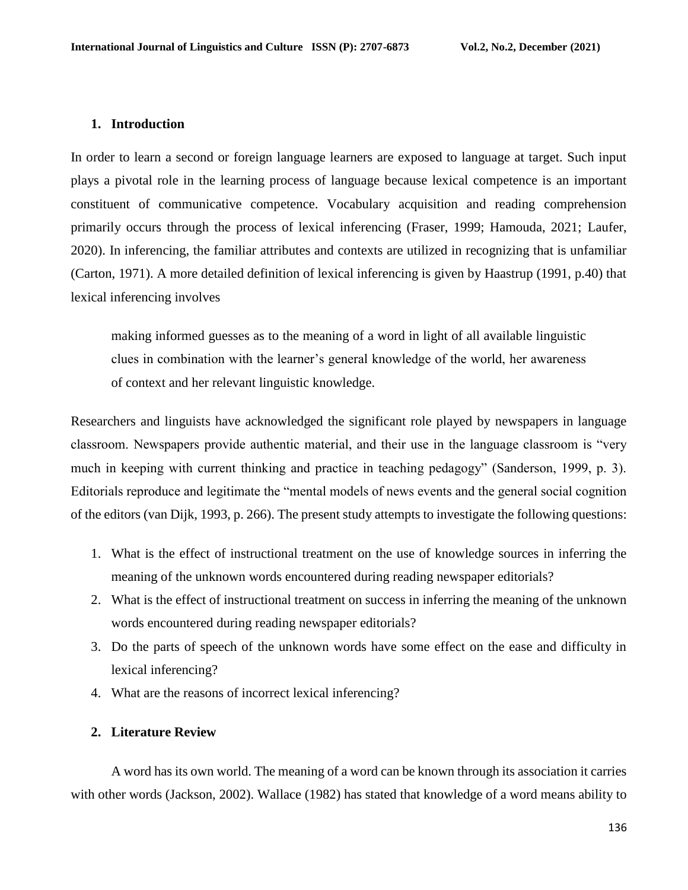## 1. Introduction

In order to learn a second or foreign language learners are exposed to language at target. Such input plays a pivotal role in the learning process of language because lexical competence is an important constituent of communicative competence. Vocabulary acquisition and reading comprehension primarily occurs through the process of lexical inferencing (Fraser, 1999; Hamouda, 2021; Laufer, 2020). In inferencing, the familiar attributes and contexts are utilized in recognizing that is unfamiliar (Carton, 1971). A more detailed definition of lexical inferencing is given by Haastrup (1991, p.40) that lexical inferencing involves

> making informed guesses as to the meaning of a word in light of all available linguistic clues in combination with the learner's general knowledge of the world, her awareness of context and her relevant linguistic knowledge.

Researchers and linguists have acknowledged the significant role played by newspapers in language classroom. Newspapers provide authentic material, and their use in the language classroom is "very much in keeping with current thinking and practice in teaching pedagogy" (Sanderson, 1999, p. 3). Editorials reproduce and legitimate the "mental models of news events and the general social cognition of the editors (van Dijk, 1993, p. 266). The present study attempts to investigate the following questions:

1. What is the effect of instructional treatment on the use of knowledge sources in inferring the meaning of the unknown words encountered during reading newspaper editorials?
2. What is the effect of instructional treatment on success in inferring the meaning of the unknown words encountered during reading newspaper editorials?
3. Do the parts of speech of the unknown words have some effect on the ease and difficulty in lexical inferencing?
4. What are the reasons of incorrect lexical inferencing?

## 2. Literature Review

A word has its own world. The meaning of a word can be known through its association it carries with other words (Jackson, 2002). Wallace (1982) has stated that knowledge of a word means ability to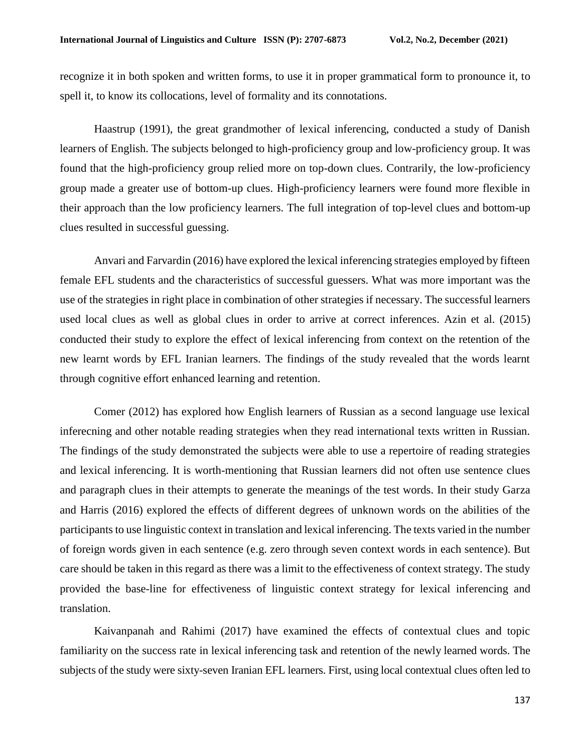recognize it in both spoken and written forms, to use it in proper grammatical form to pronounce it, to spell it, to know its collocations, level of formality and its connotations.

Haastrup (1991), the great grandmother of lexical inferencing, conducted a study of Danish learners of English. The subjects belonged to high-proficiency group and low-proficiency group. It was found that the high-proficiency group relied more on top-down clues. Contrarily, the low-proficiency group made a greater use of bottom-up clues. High-proficiency learners were found more flexible in their approach than the low proficiency learners. The full integration of top-level clues and bottom-up clues resulted in successful guessing.

Anvari and Farvardin (2016) have explored the lexical inferencing strategies employed by fifteen female EFL students and the characteristics of successful guessers. What was more important was the use of the strategies in right place in combination of other strategies if necessary. The successful learners used local clues as well as global clues in order to arrive at correct inferences. Azin et al. (2015) conducted their study to explore the effect of lexical inferencing from context on the retention of the new learnt words by EFL Iranian learners. The findings of the study revealed that the words learnt through cognitive effort enhanced learning and retention.

Comer (2012) has explored how English learners of Russian as a second language use lexical inferecning and other notable reading strategies when they read international texts written in Russian. The findings of the study demonstrated the subjects were able to use a repertoire of reading strategies and lexical inferencing. It is worth-mentioning that Russian learners did not often use sentence clues and paragraph clues in their attempts to generate the meanings of the test words. In their study Garza and Harris (2016) explored the effects of different degrees of unknown words on the abilities of the participants to use linguistic context in translation and lexical inferencing. The texts varied in the number of foreign words given in each sentence (e.g. zero through seven context words in each sentence). But care should be taken in this regard as there was a limit to the effectiveness of context strategy. The study provided the base-line for effectiveness of linguistic context strategy for lexical inferencing and translation.

Kaivanpanah and Rahimi (2017) have examined the effects of contextual clues and topic familiarity on the success rate in lexical inferencing task and retention of the newly learned words. The subjects of the study were sixty-seven Iranian EFL learners. First, using local contextual clues often led to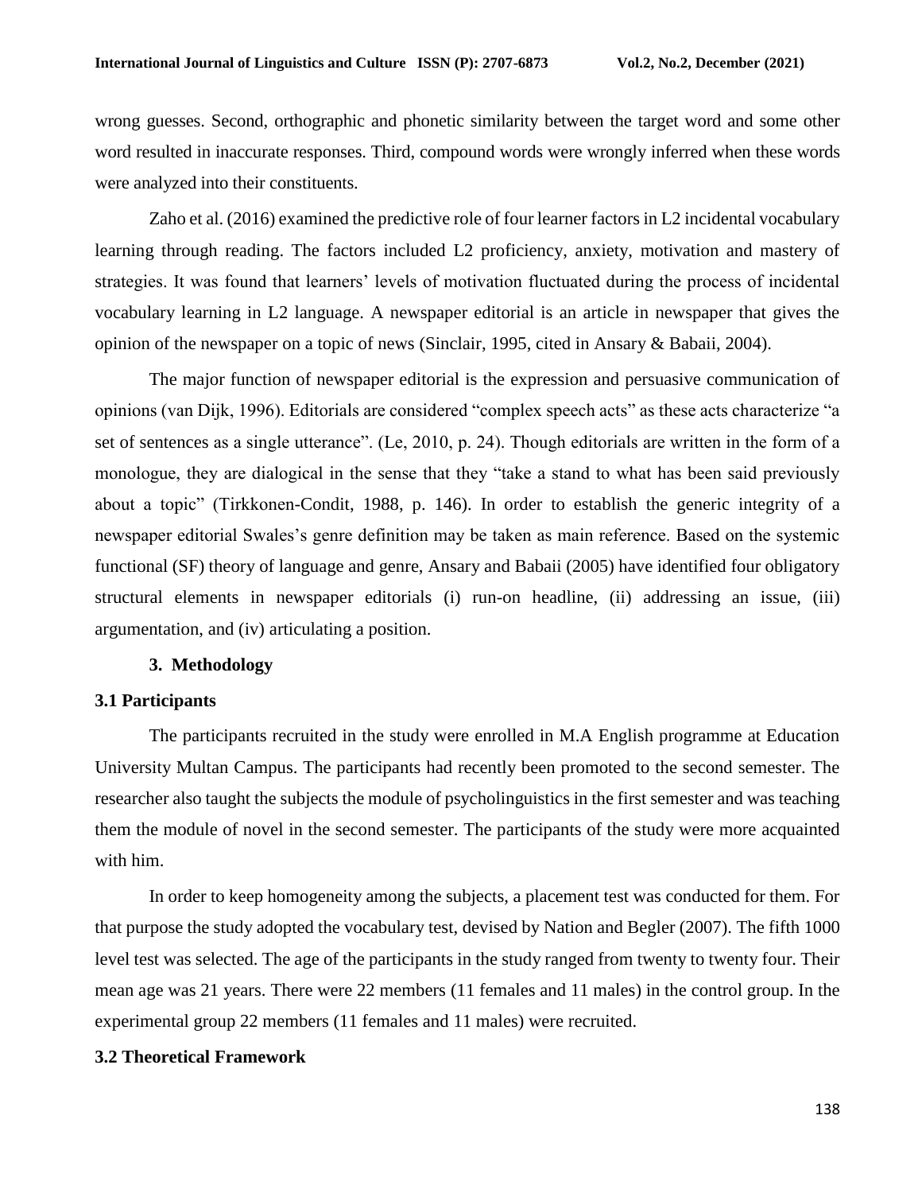wrong guesses. Second, orthographic and phonetic similarity between the target word and some other word resulted in inaccurate responses. Third, compound words were wrongly inferred when these words were analyzed into their constituents.

Zaho et al. (2016) examined the predictive role of four learner factors in L2 incidental vocabulary learning through reading. The factors included L2 proficiency, anxiety, motivation and mastery of strategies. It was found that learners' levels of motivation fluctuated during the process of incidental vocabulary learning in L2 language. A newspaper editorial is an article in newspaper that gives the opinion of the newspaper on a topic of news (Sinclair, 1995, cited in Ansary & Babaii, 2004).

The major function of newspaper editorial is the expression and persuasive communication of opinions (van Dijk, 1996). Editorials are considered "complex speech acts" as these acts characterize "a set of sentences as a single utterance". (Le, 2010, p. 24). Though editorials are written in the form of a monologue, they are dialogical in the sense that they "take a stand to what has been said previously about a topic" (Tirkkonen-Condit, 1988, p. 146). In order to establish the generic integrity of a newspaper editorial Swales's genre definition may be taken as main reference. Based on the systemic functional (SF) theory of language and genre, Ansary and Babaii (2005) have identified four obligatory structural elements in newspaper editorials (i) run-on headline, (ii) addressing an issue, (iii) argumentation, and (iv) articulating a position.

## 3. Methodology

### 3.1 Participants

The participants recruited in the study were enrolled in M.A English programme at Education University Multan Campus. The participants had recently been promoted to the second semester. The researcher also taught the subjects the module of psycholinguistics in the first semester and was teaching them the module of novel in the second semester. The participants of the study were more acquainted with him.

In order to keep homogeneity among the subjects, a placement test was conducted for them. For that purpose the study adopted the vocabulary test, devised by Nation and Begler (2007). The fifth 1000 level test was selected. The age of the participants in the study ranged from twenty to twenty four. Their mean age was 21 years. There were 22 members (11 females and 11 males) in the control group. In the experimental group 22 members (11 females and 11 males) were recruited.

### 3.2 Theoretical Framework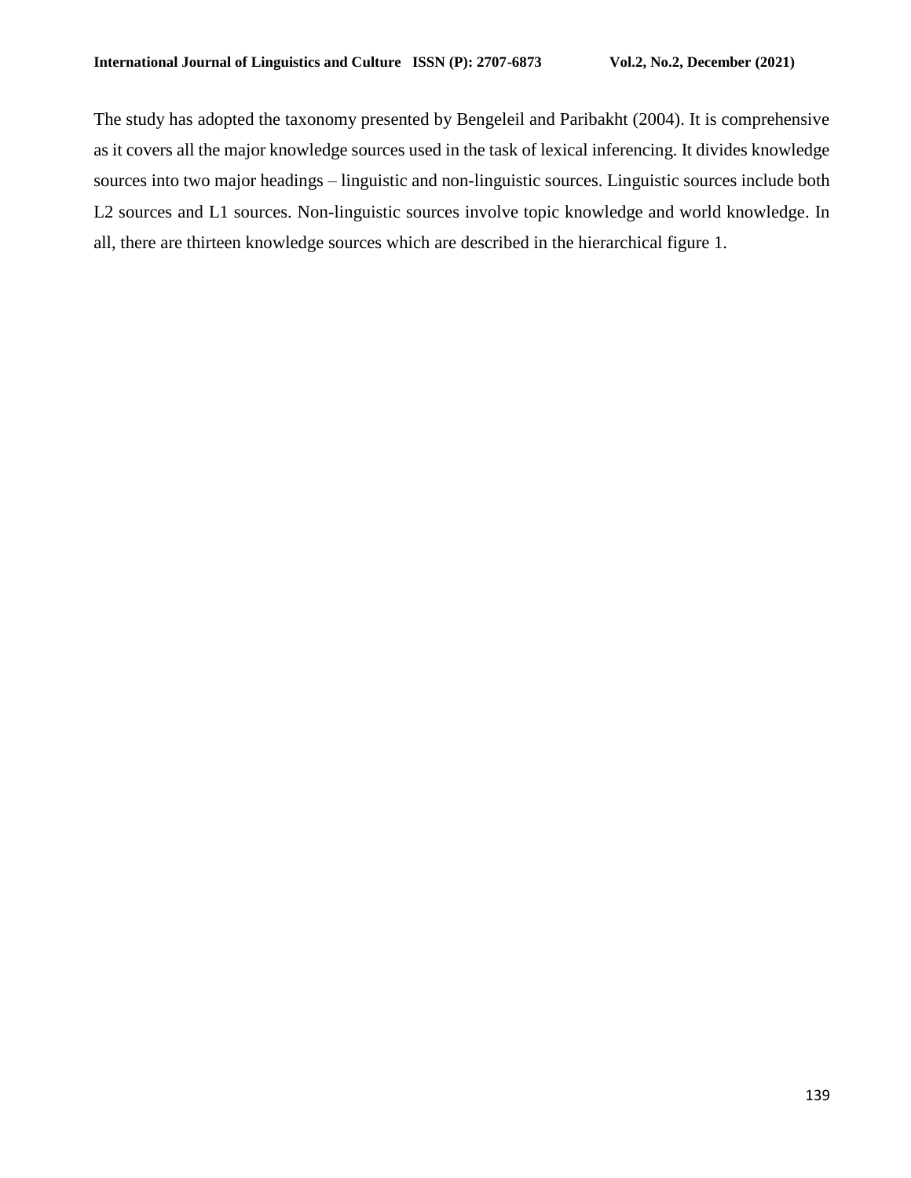The study has adopted the taxonomy presented by Bengeleil and Paribakht (2004). It is comprehensive as it covers all the major knowledge sources used in the task of lexical inferencing. It divides knowledge sources into two major headings – linguistic and non-linguistic sources. Linguistic sources include both L2 sources and L1 sources. Non-linguistic sources involve topic knowledge and world knowledge. In all, there are thirteen knowledge sources which are described in the hierarchical figure 1.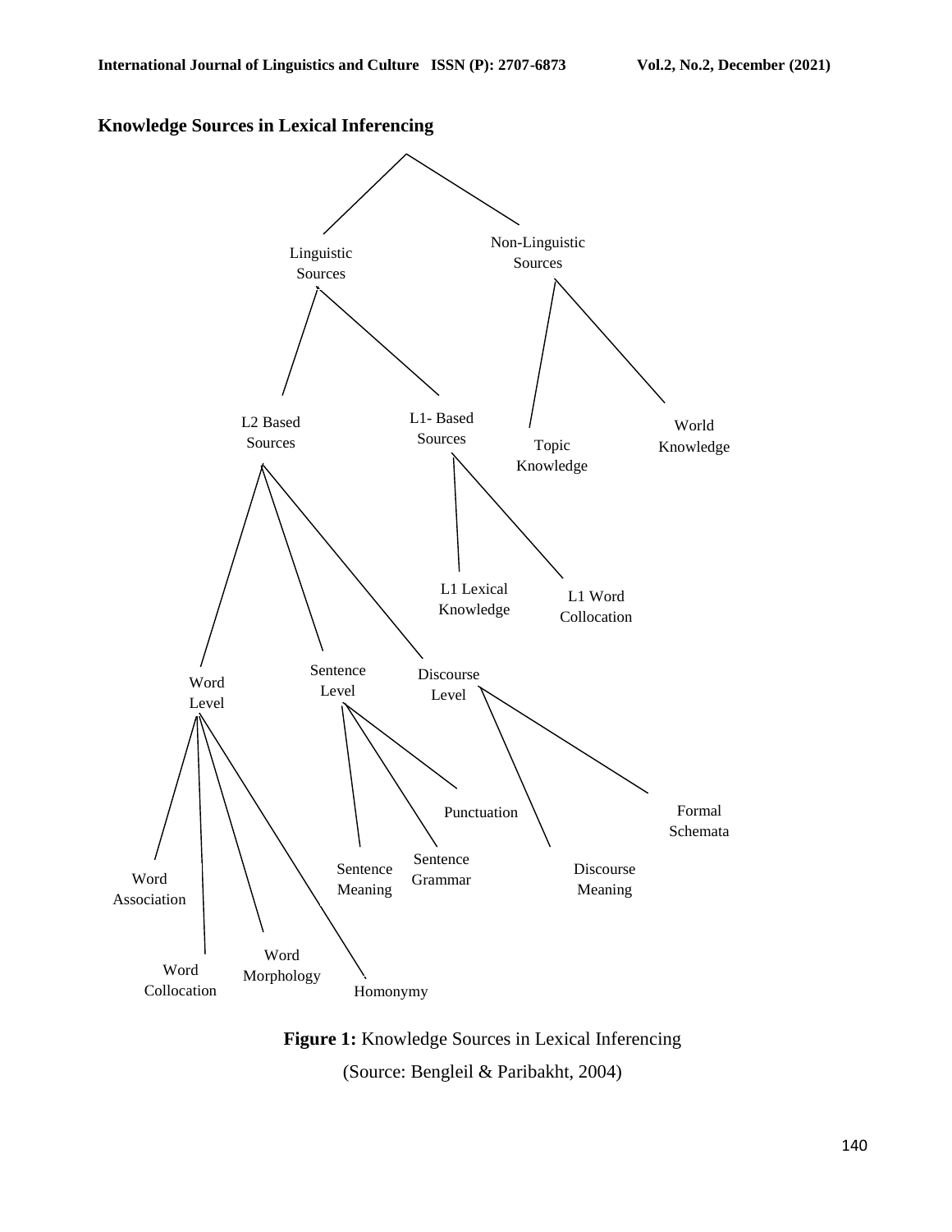**Knowledge Sources in Lexical Inferencing**

- Linguistic Sources
  - L2 Based Sources
    - Word Level
      - Word Association
      - Word Collocation
      - Word Morphology
      - Homonymy
    - Sentence Level
      - Sentence Meaning
      - Sentence Grammar
      - Punctuation
    - Discourse Level
      - Discourse Meaning
      - Formal Schemata
  - L1- Based Sources
    - L1 Lexical Knowledge
    - L1 Word Collocation
- Non-Linguistic Sources
  - Topic Knowledge
  - World Knowledge

**Figure 1:** Knowledge Sources in Lexical Inferencing

(Source: Bengleil & Paribakht, 2004)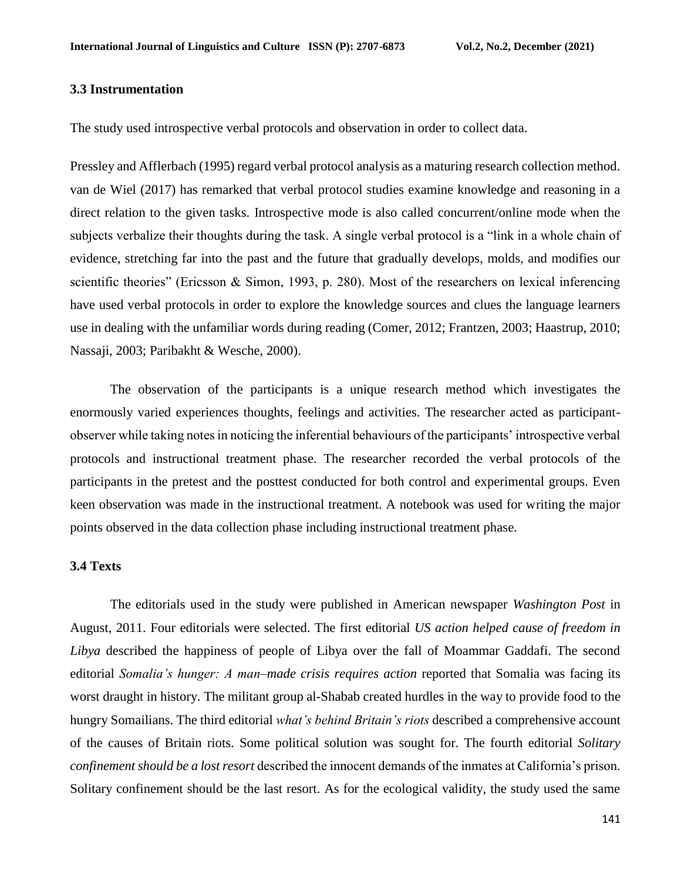### 3.3 Instrumentation

The study used introspective verbal protocols and observation in order to collect data.

Pressley and Afflerbach (1995) regard verbal protocol analysis as a maturing research collection method. van de Wiel (2017) has remarked that verbal protocol studies examine knowledge and reasoning in a direct relation to the given tasks. Introspective mode is also called concurrent/online mode when the subjects verbalize their thoughts during the task. A single verbal protocol is a "link in a whole chain of evidence, stretching far into the past and the future that gradually develops, molds, and modifies our scientific theories" (Ericsson & Simon, 1993, p. 280). Most of the researchers on lexical inferencing have used verbal protocols in order to explore the knowledge sources and clues the language learners use in dealing with the unfamiliar words during reading (Comer, 2012; Frantzen, 2003; Haastrup, 2010; Nassaji, 2003; Paribakht & Wesche, 2000).

The observation of the participants is a unique research method which investigates the enormously varied experiences thoughts, feelings and activities. The researcher acted as participant-observer while taking notes in noticing the inferential behaviours of the participants' introspective verbal protocols and instructional treatment phase. The researcher recorded the verbal protocols of the participants in the pretest and the posttest conducted for both control and experimental groups. Even keen observation was made in the instructional treatment. A notebook was used for writing the major points observed in the data collection phase including instructional treatment phase.

### 3.4 Texts

The editorials used in the study were published in American newspaper *Washington Post* in August, 2011. Four editorials were selected. The first editorial *US action helped cause of freedom in Libya* described the happiness of people of Libya over the fall of Moammar Gaddafi. The second editorial *Somalia's hunger: A man–made crisis requires action* reported that Somalia was facing its worst draught in history. The militant group al-Shabab created hurdles in the way to provide food to the hungry Somailians. The third editorial *what's behind Britain's riots* described a comprehensive account of the causes of Britain riots. Some political solution was sought for. The fourth editorial *Solitary confinement should be a lost resort* described the innocent demands of the inmates at California's prison. Solitary confinement should be the last resort. As for the ecological validity, the study used the same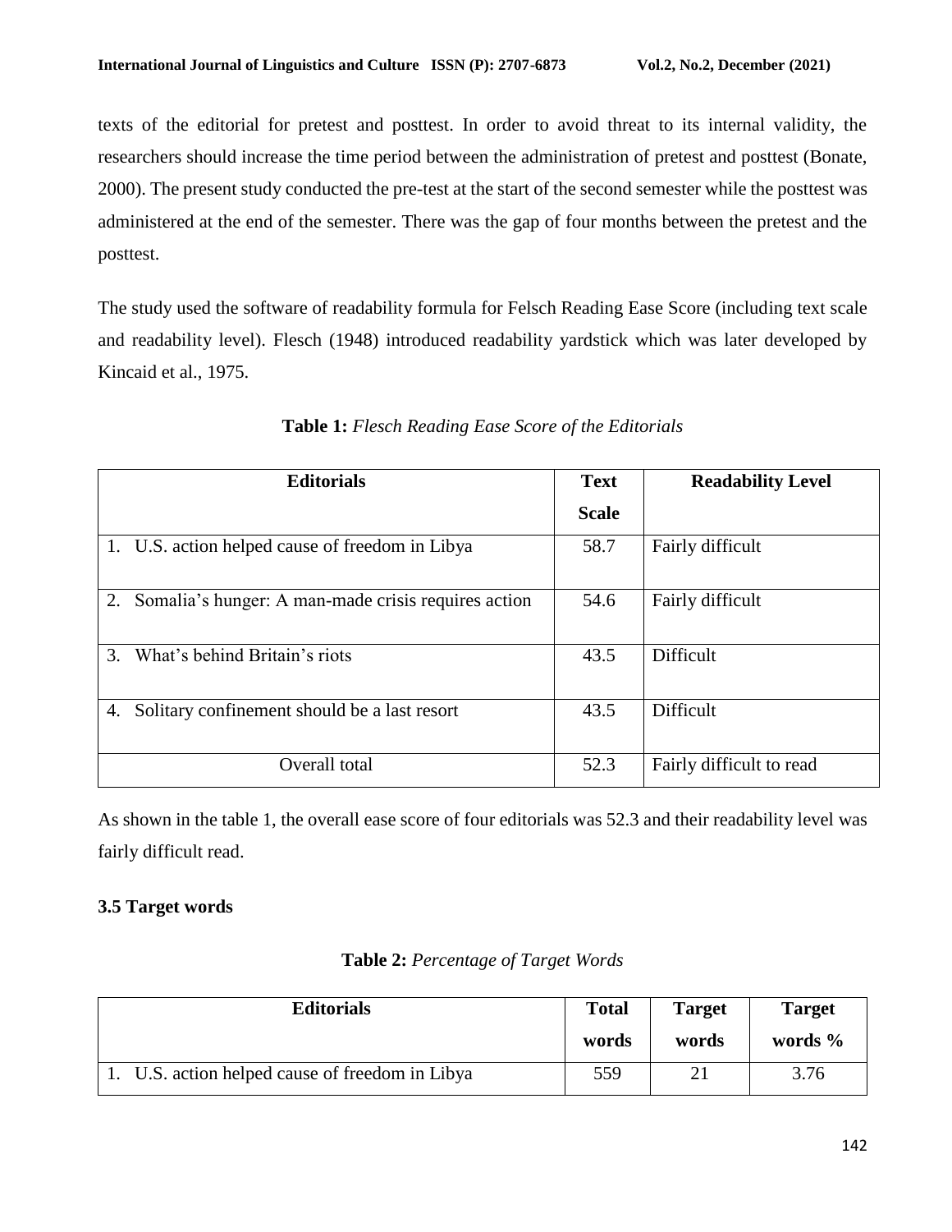texts of the editorial for pretest and posttest. In order to avoid threat to its internal validity, the researchers should increase the time period between the administration of pretest and posttest (Bonate, 2000). The present study conducted the pre-test at the start of the second semester while the posttest was administered at the end of the semester. There was the gap of four months between the pretest and the posttest.

The study used the software of readability formula for Felsch Reading Ease Score (including text scale and readability level). Flesch (1948) introduced readability yardstick which was later developed by Kincaid et al., 1975.

**Table 1:** *Flesch Reading Ease Score of the Editorials*

| Editorials | Text Scale | Readability Level |
|---|---|---|
| 1. U.S. action helped cause of freedom in Libya | 58.7 | Fairly difficult |
| 2. Somalia's hunger: A man-made crisis requires action | 54.6 | Fairly difficult |
| 3. What's behind Britain's riots | 43.5 | Difficult |
| 4. Solitary confinement should be a last resort | 43.5 | Difficult |
| Overall total | 52.3 | Fairly difficult to read |

As shown in the table 1, the overall ease score of four editorials was 52.3 and their readability level was fairly difficult read.

### 3.5 Target words

**Table 2:** *Percentage of Target Words*

| Editorials | Total words | Target words | Target words % |
|---|---|---|---|
| 1. U.S. action helped cause of freedom in Libya | 559 | 21 | 3.76 |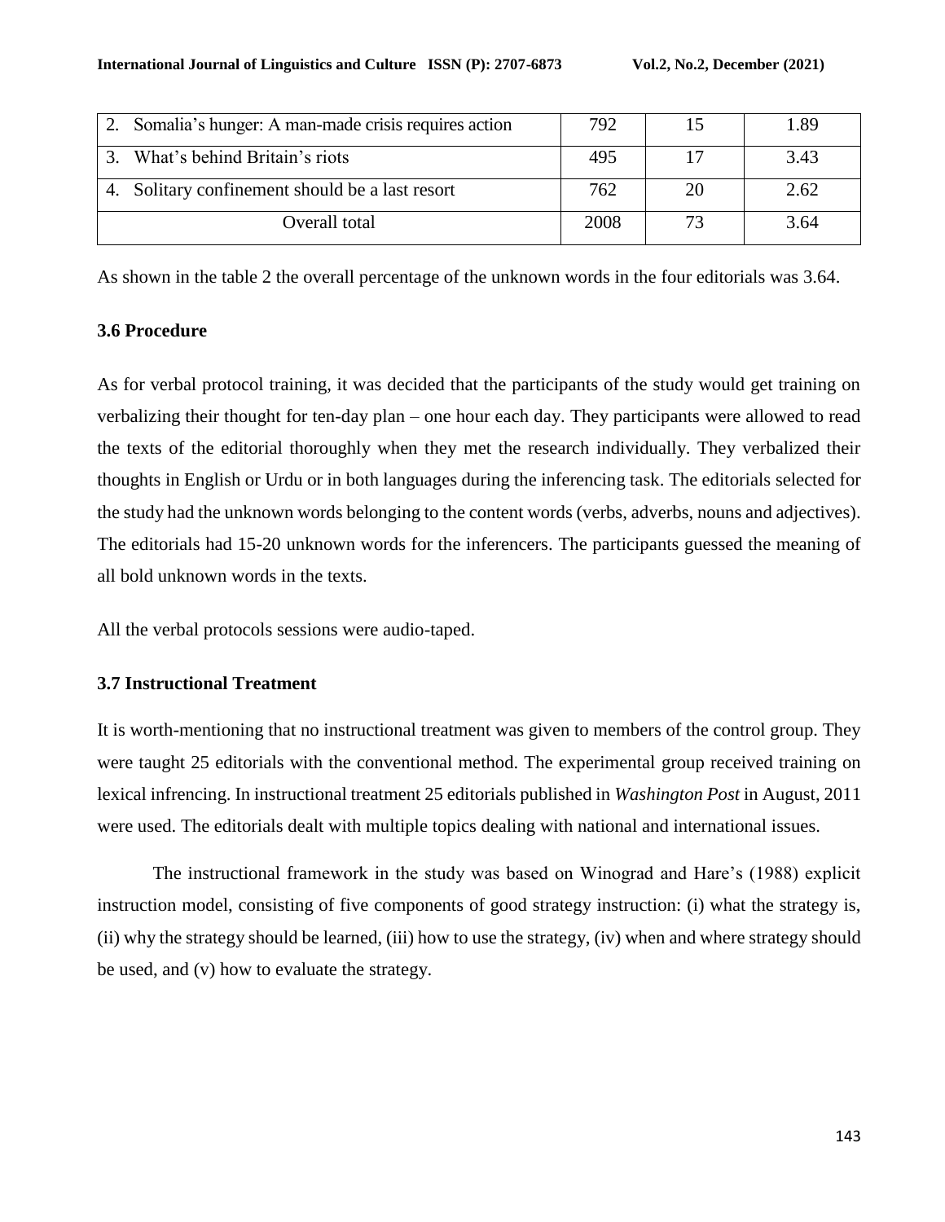| | | | |
|---|---|---|---|
| 2. Somalia's hunger: A man-made crisis requires action | 792 | 15 | 1.89 |
| 3. What's behind Britain's riots | 495 | 17 | 3.43 |
| 4. Solitary confinement should be a last resort | 762 | 20 | 2.62 |
| Overall total | 2008 | 73 | 3.64 |

As shown in the table 2 the overall percentage of the unknown words in the four editorials was 3.64.

### 3.6 Procedure

As for verbal protocol training, it was decided that the participants of the study would get training on verbalizing their thought for ten-day plan – one hour each day. They participants were allowed to read the texts of the editorial thoroughly when they met the research individually. They verbalized their thoughts in English or Urdu or in both languages during the inferencing task. The editorials selected for the study had the unknown words belonging to the content words (verbs, adverbs, nouns and adjectives). The editorials had 15-20 unknown words for the inferencers. The participants guessed the meaning of all bold unknown words in the texts.

All the verbal protocols sessions were audio-taped.

### 3.7 Instructional Treatment

It is worth-mentioning that no instructional treatment was given to members of the control group. They were taught 25 editorials with the conventional method. The experimental group received training on lexical infrencing. In instructional treatment 25 editorials published in *Washington Post* in August, 2011 were used. The editorials dealt with multiple topics dealing with national and international issues.

The instructional framework in the study was based on Winograd and Hare's (1988) explicit instruction model, consisting of five components of good strategy instruction: (i) what the strategy is, (ii) why the strategy should be learned, (iii) how to use the strategy, (iv) when and where strategy should be used, and (v) how to evaluate the strategy.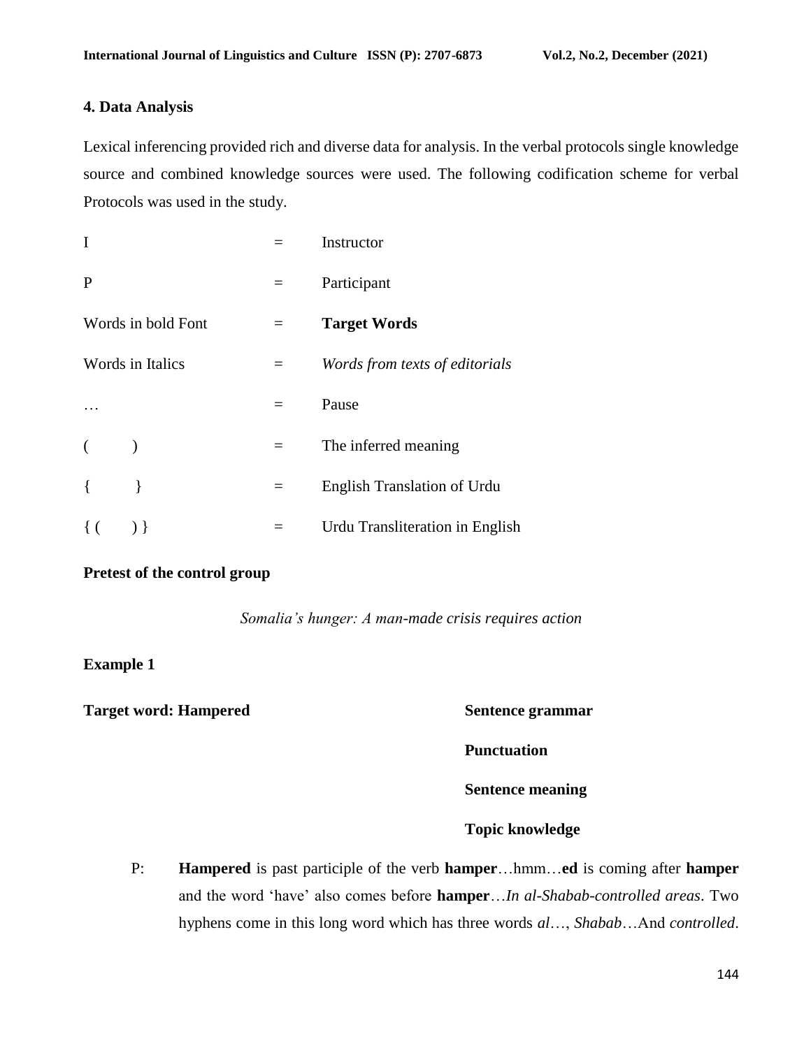## 4. Data Analysis

Lexical inferencing provided rich and diverse data for analysis. In the verbal protocols single knowledge source and combined knowledge sources were used. The following codification scheme for verbal Protocols was used in the study.

| | | |
|---|---|---|
| I | = | Instructor |
| P | = | Participant |
| Words in bold Font | = | **Target Words** |
| Words in Italics | = | *Words from texts of editorials* |
| … | = | Pause |
| ( ) | = | The inferred meaning |
| { } | = | English Translation of Urdu |
| { ( ) } | = | Urdu Transliteration in English |

**Pretest of the control group**

*Somalia's hunger: A man-made crisis requires action*

**Example 1**

**Target word: Hampered**

**Sentence grammar**

**Punctuation**

**Sentence meaning**

**Topic knowledge**

P: **Hampered** is past participle of the verb **hamper**…hmm…**ed** is coming after **hamper** and the word 'have' also comes before **hamper**…*In al-Shabab-controlled areas*. Two hyphens come in this long word which has three words *al*…, *Shabab*…And *controlled*.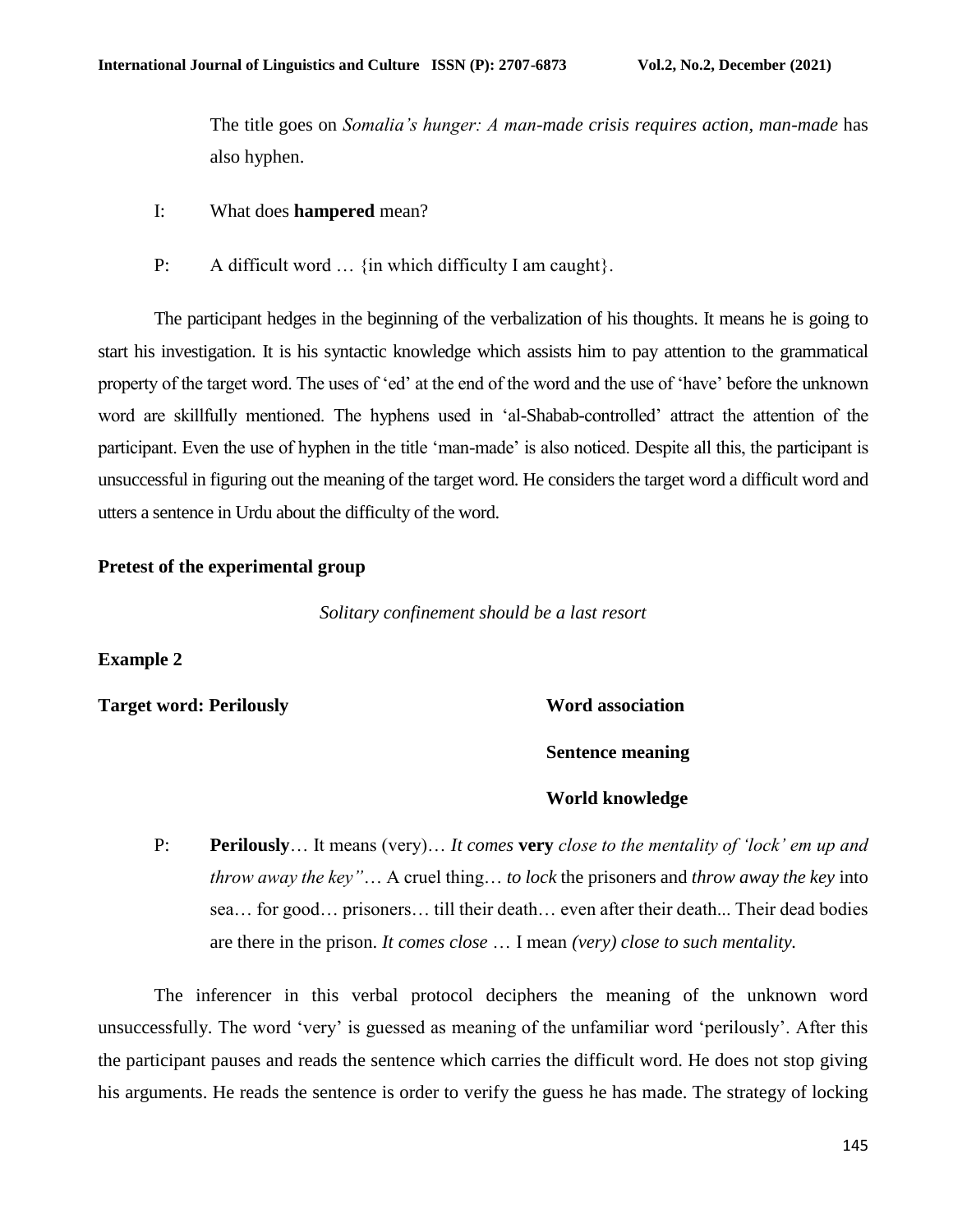The title goes on *Somalia's hunger: A man-made crisis requires action*, *man-made* has also hyphen.

I: What does **hampered** mean?

P: A difficult word … {in which difficulty I am caught}.

The participant hedges in the beginning of the verbalization of his thoughts. It means he is going to start his investigation. It is his syntactic knowledge which assists him to pay attention to the grammatical property of the target word. The uses of 'ed' at the end of the word and the use of 'have' before the unknown word are skillfully mentioned. The hyphens used in 'al-Shabab-controlled' attract the attention of the participant. Even the use of hyphen in the title 'man-made' is also noticed. Despite all this, the participant is unsuccessful in figuring out the meaning of the target word. He considers the target word a difficult word and utters a sentence in Urdu about the difficulty of the word.

**Pretest of the experimental group**

*Solitary confinement should be a last resort*

**Example 2**

**Target word: Perilously**

**Word association**

**Sentence meaning**

**World knowledge**

P: **Perilously**… It means (very)… *It comes* **very** *close to the mentality of 'lock' em up and throw away the key"*… A cruel thing… *to lock* the prisoners and *throw away the key* into sea… for good… prisoners… till their death… even after their death... Their dead bodies are there in the prison. *It comes close* … I mean *(very) close to such mentality.*

The inferencer in this verbal protocol deciphers the meaning of the unknown word unsuccessfully. The word 'very' is guessed as meaning of the unfamiliar word 'perilously'. After this the participant pauses and reads the sentence which carries the difficult word. He does not stop giving his arguments. He reads the sentence is order to verify the guess he has made. The strategy of locking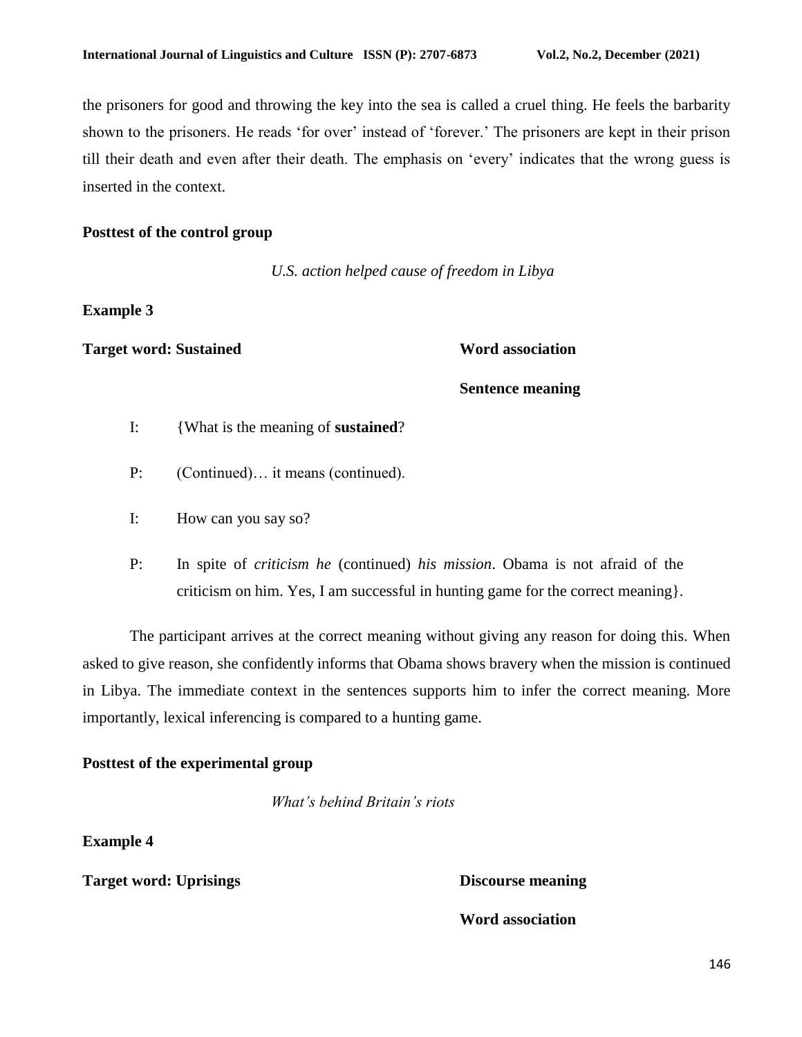the prisoners for good and throwing the key into the sea is called a cruel thing. He feels the barbarity shown to the prisoners. He reads 'for over' instead of 'forever.' The prisoners are kept in their prison till their death and even after their death. The emphasis on 'every' indicates that the wrong guess is inserted in the context.

**Posttest of the control group**

*U.S. action helped cause of freedom in Libya*

**Example 3**

**Target word: Sustained** **Word association**

**Sentence meaning**

I: {What is the meaning of **sustained**?

P: (Continued)… it means (continued).

I: How can you say so?

P: In spite of *criticism he* (continued) *his mission*. Obama is not afraid of the criticism on him. Yes, I am successful in hunting game for the correct meaning}.

The participant arrives at the correct meaning without giving any reason for doing this. When asked to give reason, she confidently informs that Obama shows bravery when the mission is continued in Libya. The immediate context in the sentences supports him to infer the correct meaning. More importantly, lexical inferencing is compared to a hunting game.

**Posttest of the experimental group**

*What's behind Britain's riots*

**Example 4**

**Target word: Uprisings** **Discourse meaning**

**Word association**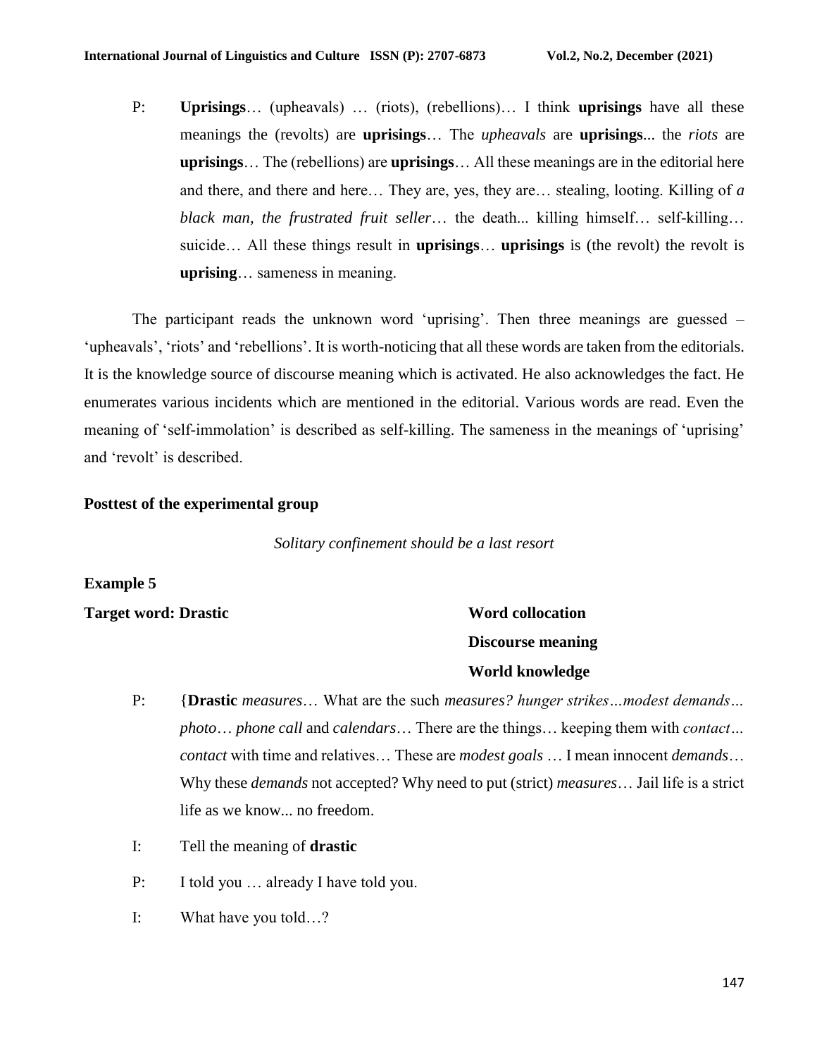P: **Uprisings**… (upheavals) … (riots), (rebellions)… I think **uprisings** have all these meanings the (revolts) are **uprisings**… The *upheavals* are **uprisings**... the *riots* are **uprisings**… The (rebellions) are **uprisings**… All these meanings are in the editorial here and there, and there and here… They are, yes, they are… stealing, looting. Killing of *a black man, the frustrated fruit seller*… the death... killing himself… self-killing… suicide… All these things result in **uprisings**… **uprisings** is (the revolt) the revolt is **uprising**… sameness in meaning.

The participant reads the unknown word 'uprising'. Then three meanings are guessed – 'upheavals', 'riots' and 'rebellions'. It is worth-noticing that all these words are taken from the editorials. It is the knowledge source of discourse meaning which is activated. He also acknowledges the fact. He enumerates various incidents which are mentioned in the editorial. Various words are read. Even the meaning of 'self-immolation' is described as self-killing. The sameness in the meanings of 'uprising' and 'revolt' is described.

### Posttest of the experimental group

*Solitary confinement should be a last resort*

**Example 5**

**Target word: Drastic**

**Word collocation**
**Discourse meaning**
**World knowledge**

P: {**Drastic** *measures*… What are the such *measures? hunger strikes…modest demands… photo*… *phone call* and *calendars*… There are the things… keeping them with *contact… contact* with time and relatives… These are *modest goals* … I mean innocent *demands*… Why these *demands* not accepted? Why need to put (strict) *measures*… Jail life is a strict life as we know... no freedom.

I: Tell the meaning of **drastic**

P: I told you … already I have told you.

I: What have you told…?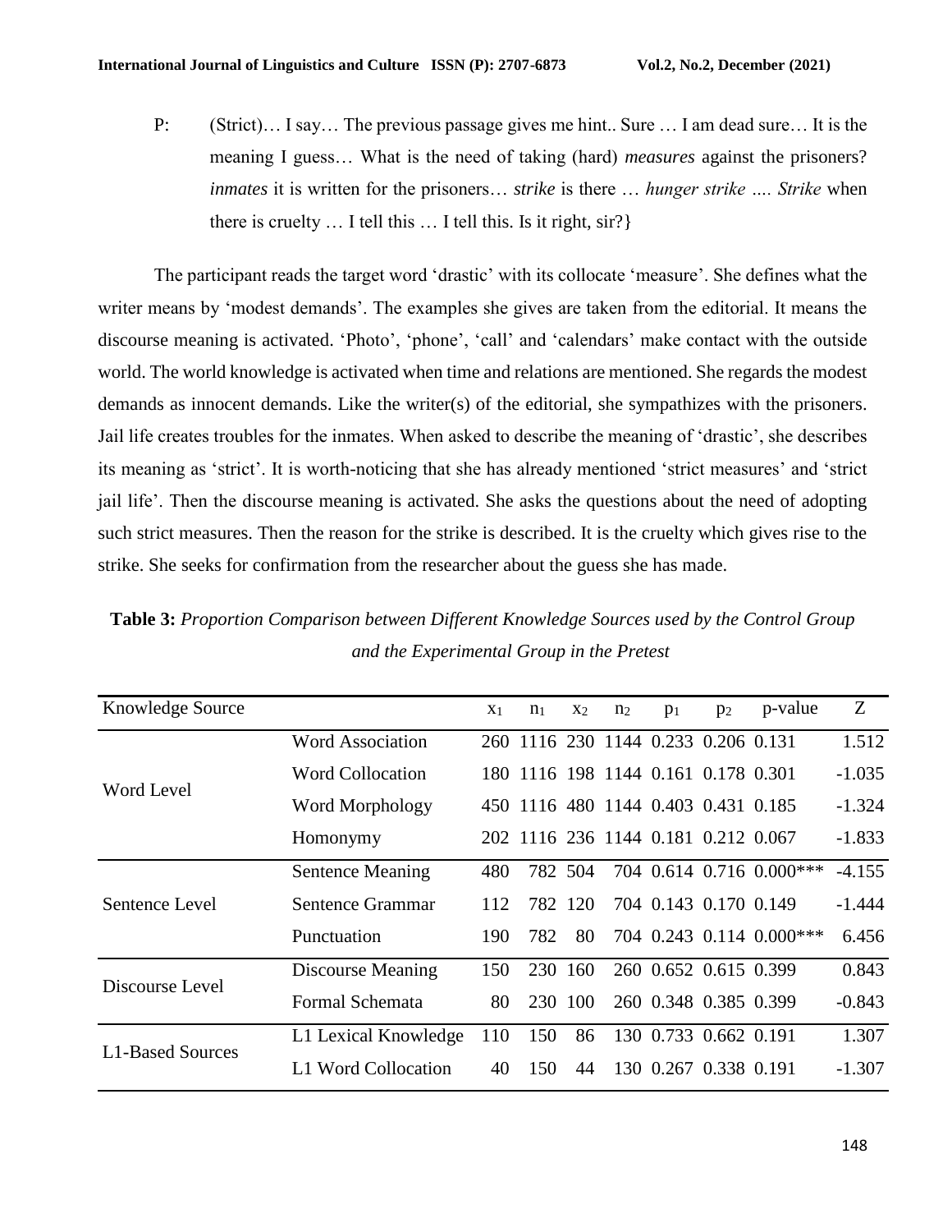P: (Strict)… I say… The previous passage gives me hint.. Sure … I am dead sure… It is the meaning I guess… What is the need of taking (hard) *measures* against the prisoners? *inmates* it is written for the prisoners… *strike* is there … *hunger strike …. Strike* when there is cruelty … I tell this … I tell this. Is it right, sir?}

The participant reads the target word 'drastic' with its collocate 'measure'. She defines what the writer means by 'modest demands'. The examples she gives are taken from the editorial. It means the discourse meaning is activated. 'Photo', 'phone', 'call' and 'calendars' make contact with the outside world. The world knowledge is activated when time and relations are mentioned. She regards the modest demands as innocent demands. Like the writer(s) of the editorial, she sympathizes with the prisoners. Jail life creates troubles for the inmates. When asked to describe the meaning of 'drastic', she describes its meaning as 'strict'. It is worth-noticing that she has already mentioned 'strict measures' and 'strict jail life'. Then the discourse meaning is activated. She asks the questions about the need of adopting such strict measures. Then the reason for the strike is described. It is the cruelty which gives rise to the strike. She seeks for confirmation from the researcher about the guess she has made.

**Table 3:** *Proportion Comparison between Different Knowledge Sources used by the Control Group and the Experimental Group in the Pretest*

| Knowledge Source | | $x_1$ | $n_1$ | $x_2$ | $n_2$ | $p_1$ | $p_2$ | p-value | Z |
|---|---|---|---|---|---|---|---|---|---|
| Word Level | Word Association | 260 | 1116 | 230 | 1144 | 0.233 | 0.206 | 0.131 | 1.512 |
| | Word Collocation | 180 | 1116 | 198 | 1144 | 0.161 | 0.178 | 0.301 | -1.035 |
| | Word Morphology | 450 | 1116 | 480 | 1144 | 0.403 | 0.431 | 0.185 | -1.324 |
| | Homonymy | 202 | 1116 | 236 | 1144 | 0.181 | 0.212 | 0.067 | -1.833 |
| Sentence Level | Sentence Meaning | 480 | 782 | 504 | 704 | 0.614 | 0.716 | 0.000*** | -4.155 |
| | Sentence Grammar | 112 | 782 | 120 | 704 | 0.143 | 0.170 | 0.149 | -1.444 |
| | Punctuation | 190 | 782 | 80 | 704 | 0.243 | 0.114 | 0.000*** | 6.456 |
| Discourse Level | Discourse Meaning | 150 | 230 | 160 | 260 | 0.652 | 0.615 | 0.399 | 0.843 |
| | Formal Schemata | 80 | 230 | 100 | 260 | 0.348 | 0.385 | 0.399 | -0.843 |
| L1-Based Sources | L1 Lexical Knowledge | 110 | 150 | 86 | 130 | 0.733 | 0.662 | 0.191 | 1.307 |
| | L1 Word Collocation | 40 | 150 | 44 | 130 | 0.267 | 0.338 | 0.191 | -1.307 |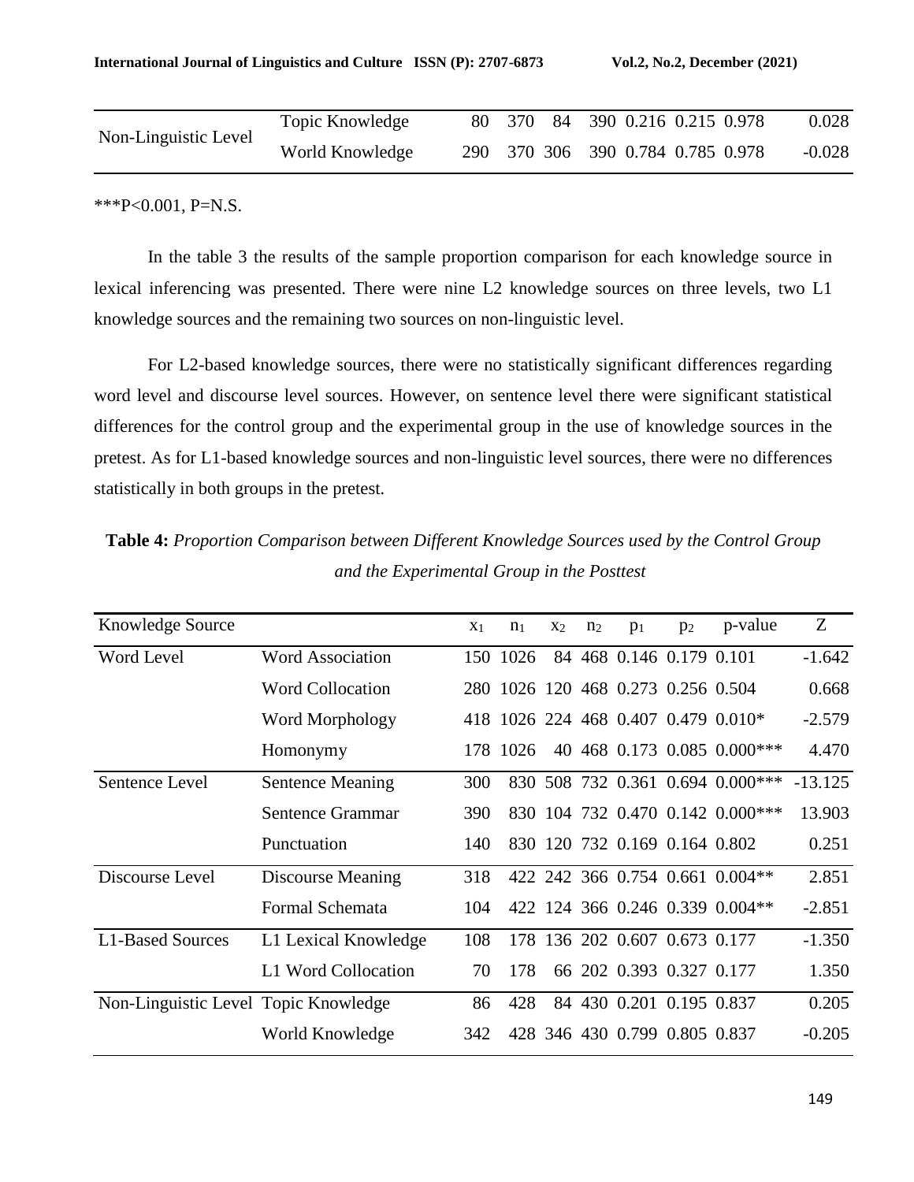| Non-Linguistic Level | Topic Knowledge | 80 | 370 | 84 | 390 | 0.216 | 0.215 | 0.978 | 0.028 |
|---|---|---|---|---|---|---|---|---|---|
| | World Knowledge | 290 | 370 | 306 | 390 | 0.784 | 0.785 | 0.978 | -0.028 |

***P<0.001, P=N.S.

In the table 3 the results of the sample proportion comparison for each knowledge source in lexical inferencing was presented. There were nine L2 knowledge sources on three levels, two L1 knowledge sources and the remaining two sources on non-linguistic level.

For L2-based knowledge sources, there were no statistically significant differences regarding word level and discourse level sources. However, on sentence level there were significant statistical differences for the control group and the experimental group in the use of knowledge sources in the pretest. As for L1-based knowledge sources and non-linguistic level sources, there were no differences statistically in both groups in the pretest.

**Table 4:** *Proportion Comparison between Different Knowledge Sources used by the Control Group and the Experimental Group in the Posttest*

| Knowledge Source | | $x_1$ | $n_1$ | $x_2$ | $n_2$ | $p_1$ | $p_2$ | p-value | Z |
|---|---|---|---|---|---|---|---|---|---|
| Word Level | Word Association | 150 | 1026 | 84 | 468 | 0.146 | 0.179 | 0.101 | -1.642 |
| | Word Collocation | 280 | 1026 | 120 | 468 | 0.273 | 0.256 | 0.504 | 0.668 |
| | Word Morphology | 418 | 1026 | 224 | 468 | 0.407 | 0.479 | 0.010* | -2.579 |
| | Homonymy | 178 | 1026 | 40 | 468 | 0.173 | 0.085 | 0.000*** | 4.470 |
| Sentence Level | Sentence Meaning | 300 | 830 | 508 | 732 | 0.361 | 0.694 | 0.000*** | -13.125 |
| | Sentence Grammar | 390 | 830 | 104 | 732 | 0.470 | 0.142 | 0.000*** | 13.903 |
| | Punctuation | 140 | 830 | 120 | 732 | 0.169 | 0.164 | 0.802 | 0.251 |
| Discourse Level | Discourse Meaning | 318 | 422 | 242 | 366 | 0.754 | 0.661 | 0.004** | 2.851 |
| | Formal Schemata | 104 | 422 | 124 | 366 | 0.246 | 0.339 | 0.004** | -2.851 |
| L1-Based Sources | L1 Lexical Knowledge | 108 | 178 | 136 | 202 | 0.607 | 0.673 | 0.177 | -1.350 |
| | L1 Word Collocation | 70 | 178 | 66 | 202 | 0.393 | 0.327 | 0.177 | 1.350 |
| Non-Linguistic Level | Topic Knowledge | 86 | 428 | 84 | 430 | 0.201 | 0.195 | 0.837 | 0.205 |
| | World Knowledge | 342 | 428 | 346 | 430 | 0.799 | 0.805 | 0.837 | -0.205 |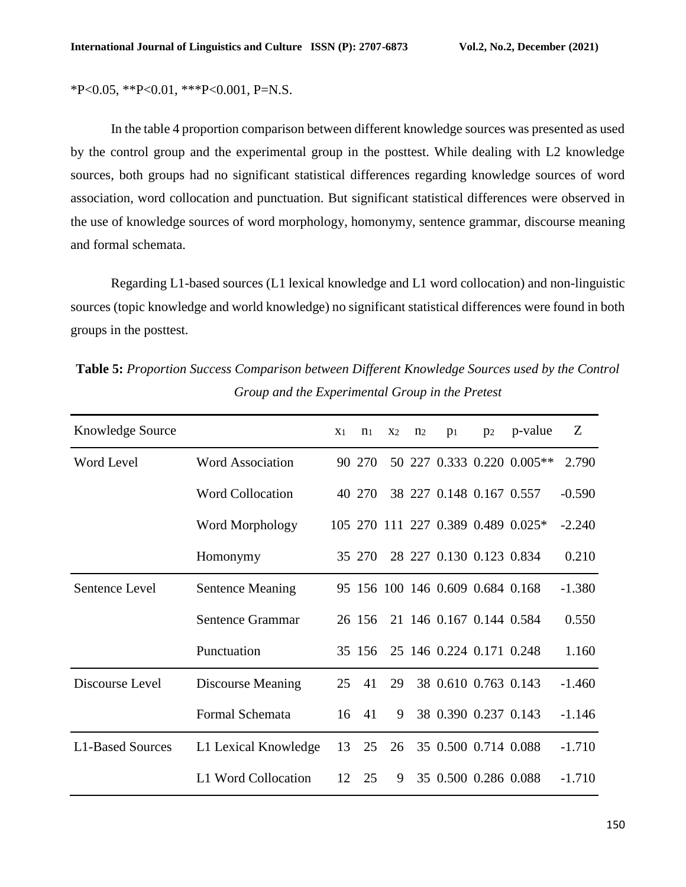*P<0.05, **P<0.01, ***P<0.001, P=N.S.

In the table 4 proportion comparison between different knowledge sources was presented as used by the control group and the experimental group in the posttest. While dealing with L2 knowledge sources, both groups had no significant statistical differences regarding knowledge sources of word association, word collocation and punctuation. But significant statistical differences were observed in the use of knowledge sources of word morphology, homonymy, sentence grammar, discourse meaning and formal schemata.

Regarding L1-based sources (L1 lexical knowledge and L1 word collocation) and non-linguistic sources (topic knowledge and world knowledge) no significant statistical differences were found in both groups in the posttest.

**Table 5:** *Proportion Success Comparison between Different Knowledge Sources used by the Control Group and the Experimental Group in the Pretest*

| Knowledge Source | | $x_1$ | $n_1$ | $x_2$ | $n_2$ | $p_1$ | $p_2$ | p-value | Z |
|---|---|---|---|---|---|---|---|---|---|
| Word Level | Word Association | 90 | 270 | 50 | 227 | 0.333 | 0.220 | 0.005** | 2.790 |
| | Word Collocation | 40 | 270 | 38 | 227 | 0.148 | 0.167 | 0.557 | -0.590 |
| | Word Morphology | 105 | 270 | 111 | 227 | 0.389 | 0.489 | 0.025* | -2.240 |
| | Homonymy | 35 | 270 | 28 | 227 | 0.130 | 0.123 | 0.834 | 0.210 |
| Sentence Level | Sentence Meaning | 95 | 156 | 100 | 146 | 0.609 | 0.684 | 0.168 | -1.380 |
| | Sentence Grammar | 26 | 156 | 21 | 146 | 0.167 | 0.144 | 0.584 | 0.550 |
| | Punctuation | 35 | 156 | 25 | 146 | 0.224 | 0.171 | 0.248 | 1.160 |
| Discourse Level | Discourse Meaning | 25 | 41 | 29 | 38 | 0.610 | 0.763 | 0.143 | -1.460 |
| | Formal Schemata | 16 | 41 | 9 | 38 | 0.390 | 0.237 | 0.143 | -1.146 |
| L1-Based Sources | L1 Lexical Knowledge | 13 | 25 | 26 | 35 | 0.500 | 0.714 | 0.088 | -1.710 |
| | L1 Word Collocation | 12 | 25 | 9 | 35 | 0.500 | 0.286 | 0.088 | -1.710 |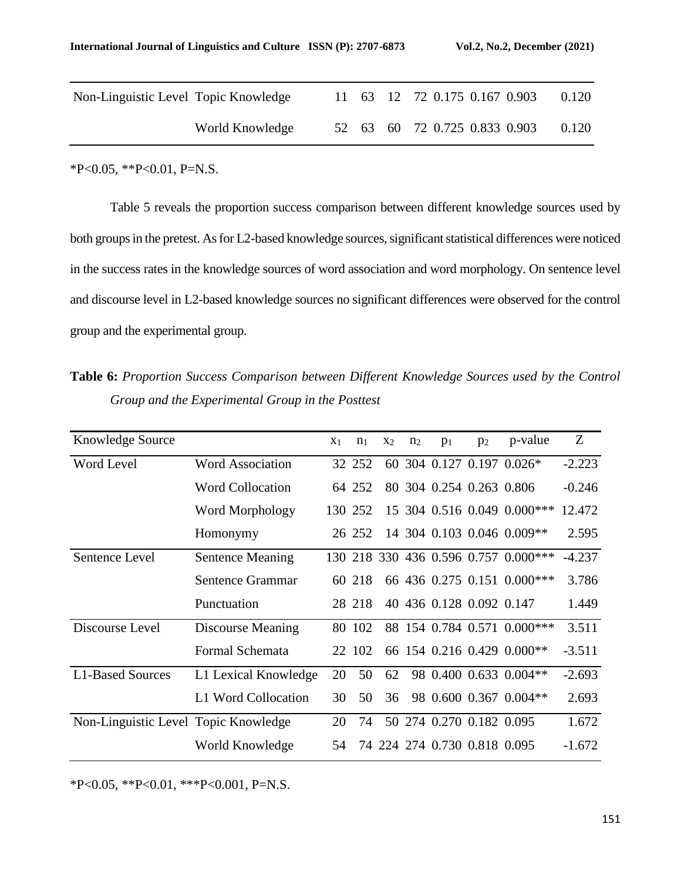| | | | | | | | | | |
|---|---|---|---|---|---|---|---|---|---|
| Non-Linguistic Level | Topic Knowledge | 11 | 63 | 12 | 72 | 0.175 | 0.167 | 0.903 | 0.120 |
| | World Knowledge | 52 | 63 | 60 | 72 | 0.725 | 0.833 | 0.903 | 0.120 |

*P<0.05, **P<0.01, P=N.S.

Table 5 reveals the proportion success comparison between different knowledge sources used by both groups in the pretest. As for L2-based knowledge sources, significant statistical differences were noticed in the success rates in the knowledge sources of word association and word morphology. On sentence level and discourse level in L2-based knowledge sources no significant differences were observed for the control group and the experimental group.

**Table 6:** *Proportion Success Comparison between Different Knowledge Sources used by the Control Group and the Experimental Group in the Posttest*

| Knowledge Source | | $x_1$ | $n_1$ | $x_2$ | $n_2$ | $p_1$ | $p_2$ | p-value | Z |
|---|---|---|---|---|---|---|---|---|---|
| Word Level | Word Association | 32 | 252 | 60 | 304 | 0.127 | 0.197 | 0.026* | -2.223 |
| | Word Collocation | 64 | 252 | 80 | 304 | 0.254 | 0.263 | 0.806 | -0.246 |
| | Word Morphology | 130 | 252 | 15 | 304 | 0.516 | 0.049 | 0.000*** | 12.472 |
| | Homonymy | 26 | 252 | 14 | 304 | 0.103 | 0.046 | 0.009** | 2.595 |
| Sentence Level | Sentence Meaning | 130 | 218 | 330 | 436 | 0.596 | 0.757 | 0.000*** | -4.237 |
| | Sentence Grammar | 60 | 218 | 66 | 436 | 0.275 | 0.151 | 0.000*** | 3.786 |
| | Punctuation | 28 | 218 | 40 | 436 | 0.128 | 0.092 | 0.147 | 1.449 |
| Discourse Level | Discourse Meaning | 80 | 102 | 88 | 154 | 0.784 | 0.571 | 0.000*** | 3.511 |
| | Formal Schemata | 22 | 102 | 66 | 154 | 0.216 | 0.429 | 0.000** | -3.511 |
| L1-Based Sources | L1 Lexical Knowledge | 20 | 50 | 62 | 98 | 0.400 | 0.633 | 0.004** | -2.693 |
| | L1 Word Collocation | 30 | 50 | 36 | 98 | 0.600 | 0.367 | 0.004** | 2.693 |
| Non-Linguistic Level | Topic Knowledge | 20 | 74 | 50 | 274 | 0.270 | 0.182 | 0.095 | 1.672 |
| | World Knowledge | 54 | 74 | 224 | 274 | 0.730 | 0.818 | 0.095 | -1.672 |

*P<0.05, **P<0.01, ***P<0.001, P=N.S.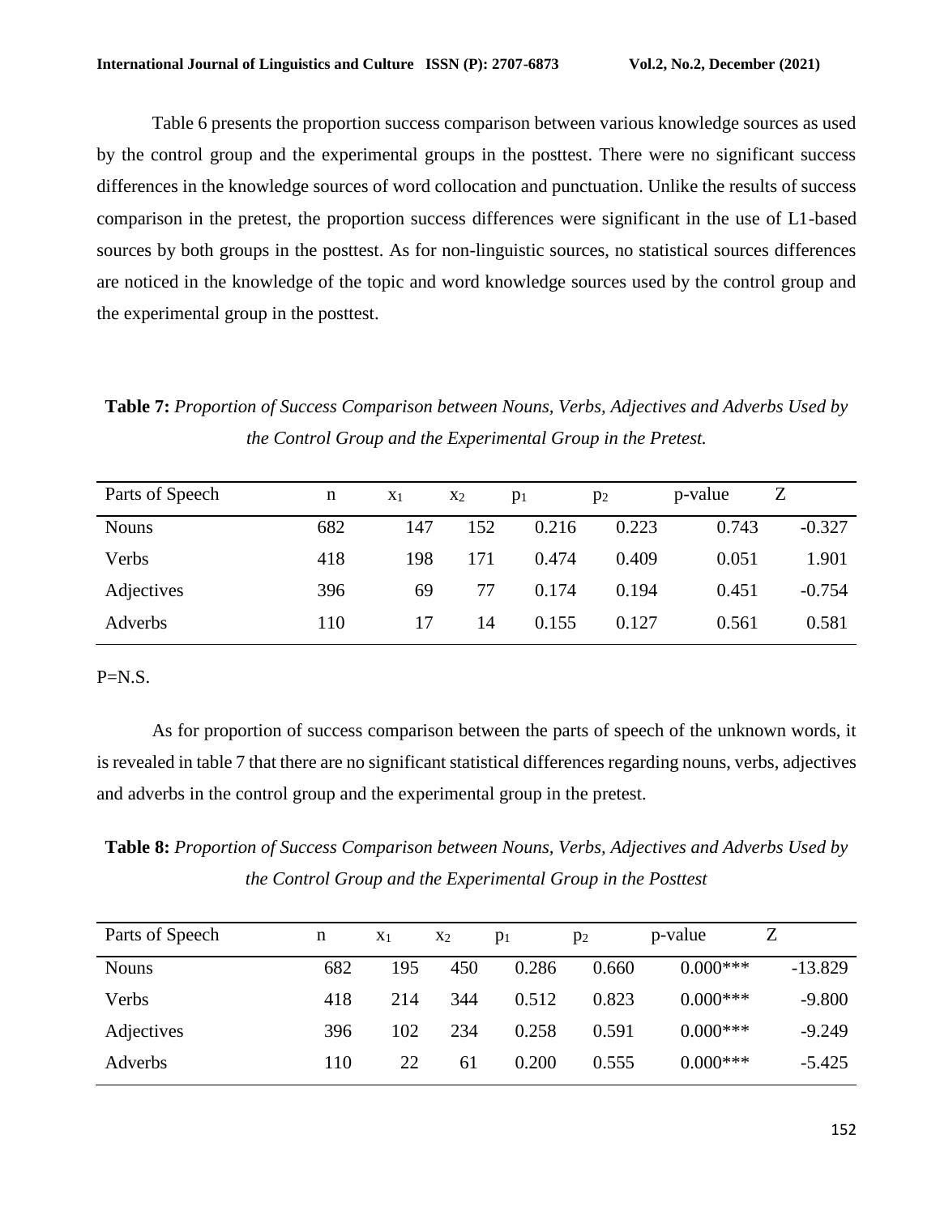Table 6 presents the proportion success comparison between various knowledge sources as used by the control group and the experimental groups in the posttest. There were no significant success differences in the knowledge sources of word collocation and punctuation. Unlike the results of success comparison in the pretest, the proportion success differences were significant in the use of L1-based sources by both groups in the posttest. As for non-linguistic sources, no statistical sources differences are noticed in the knowledge of the topic and word knowledge sources used by the control group and the experimental group in the posttest.

**Table 7:** *Proportion of Success Comparison between Nouns, Verbs, Adjectives and Adverbs Used by the Control Group and the Experimental Group in the Pretest.*

| Parts of Speech | n | $x_1$ | $x_2$ | $p_1$ | $p_2$ | p-value | Z |
|---|---|---|---|---|---|---|---|
| Nouns | 682 | 147 | 152 | 0.216 | 0.223 | 0.743 | -0.327 |
| Verbs | 418 | 198 | 171 | 0.474 | 0.409 | 0.051 | 1.901 |
| Adjectives | 396 | 69 | 77 | 0.174 | 0.194 | 0.451 | -0.754 |
| Adverbs | 110 | 17 | 14 | 0.155 | 0.127 | 0.561 | 0.581 |

P=N.S.

As for proportion of success comparison between the parts of speech of the unknown words, it is revealed in table 7 that there are no significant statistical differences regarding nouns, verbs, adjectives and adverbs in the control group and the experimental group in the pretest.

**Table 8:** *Proportion of Success Comparison between Nouns, Verbs, Adjectives and Adverbs Used by the Control Group and the Experimental Group in the Posttest*

| Parts of Speech | n | $x_1$ | $x_2$ | $p_1$ | $p_2$ | p-value | Z |
|---|---|---|---|---|---|---|---|
| Nouns | 682 | 195 | 450 | 0.286 | 0.660 | 0.000*** | -13.829 |
| Verbs | 418 | 214 | 344 | 0.512 | 0.823 | 0.000*** | -9.800 |
| Adjectives | 396 | 102 | 234 | 0.258 | 0.591 | 0.000*** | -9.249 |
| Adverbs | 110 | 22 | 61 | 0.200 | 0.555 | 0.000*** | -5.425 |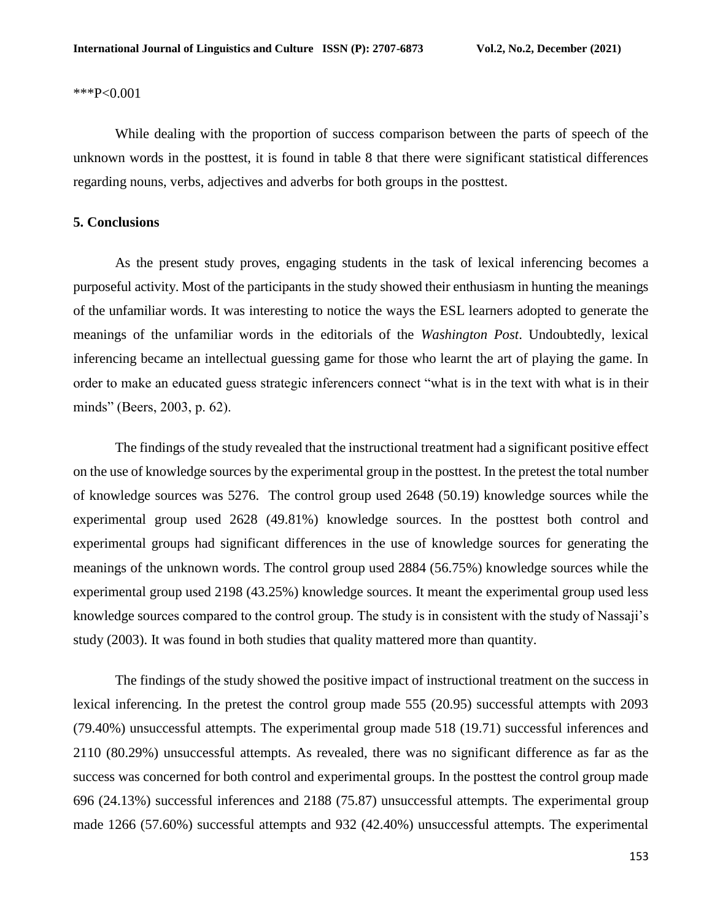***P<0.001

While dealing with the proportion of success comparison between the parts of speech of the unknown words in the posttest, it is found in table 8 that there were significant statistical differences regarding nouns, verbs, adjectives and adverbs for both groups in the posttest.

## 5. Conclusions

As the present study proves, engaging students in the task of lexical inferencing becomes a purposeful activity. Most of the participants in the study showed their enthusiasm in hunting the meanings of the unfamiliar words. It was interesting to notice the ways the ESL learners adopted to generate the meanings of the unfamiliar words in the editorials of the *Washington Post*. Undoubtedly, lexical inferencing became an intellectual guessing game for those who learnt the art of playing the game. In order to make an educated guess strategic inferencers connect "what is in the text with what is in their minds" (Beers, 2003, p. 62).

The findings of the study revealed that the instructional treatment had a significant positive effect on the use of knowledge sources by the experimental group in the posttest. In the pretest the total number of knowledge sources was 5276. The control group used 2648 (50.19) knowledge sources while the experimental group used 2628 (49.81%) knowledge sources. In the posttest both control and experimental groups had significant differences in the use of knowledge sources for generating the meanings of the unknown words. The control group used 2884 (56.75%) knowledge sources while the experimental group used 2198 (43.25%) knowledge sources. It meant the experimental group used less knowledge sources compared to the control group. The study is in consistent with the study of Nassaji's study (2003). It was found in both studies that quality mattered more than quantity.

The findings of the study showed the positive impact of instructional treatment on the success in lexical inferencing. In the pretest the control group made 555 (20.95) successful attempts with 2093 (79.40%) unsuccessful attempts. The experimental group made 518 (19.71) successful inferences and 2110 (80.29%) unsuccessful attempts. As revealed, there was no significant difference as far as the success was concerned for both control and experimental groups. In the posttest the control group made 696 (24.13%) successful inferences and 2188 (75.87) unsuccessful attempts. The experimental group made 1266 (57.60%) successful attempts and 932 (42.40%) unsuccessful attempts. The experimental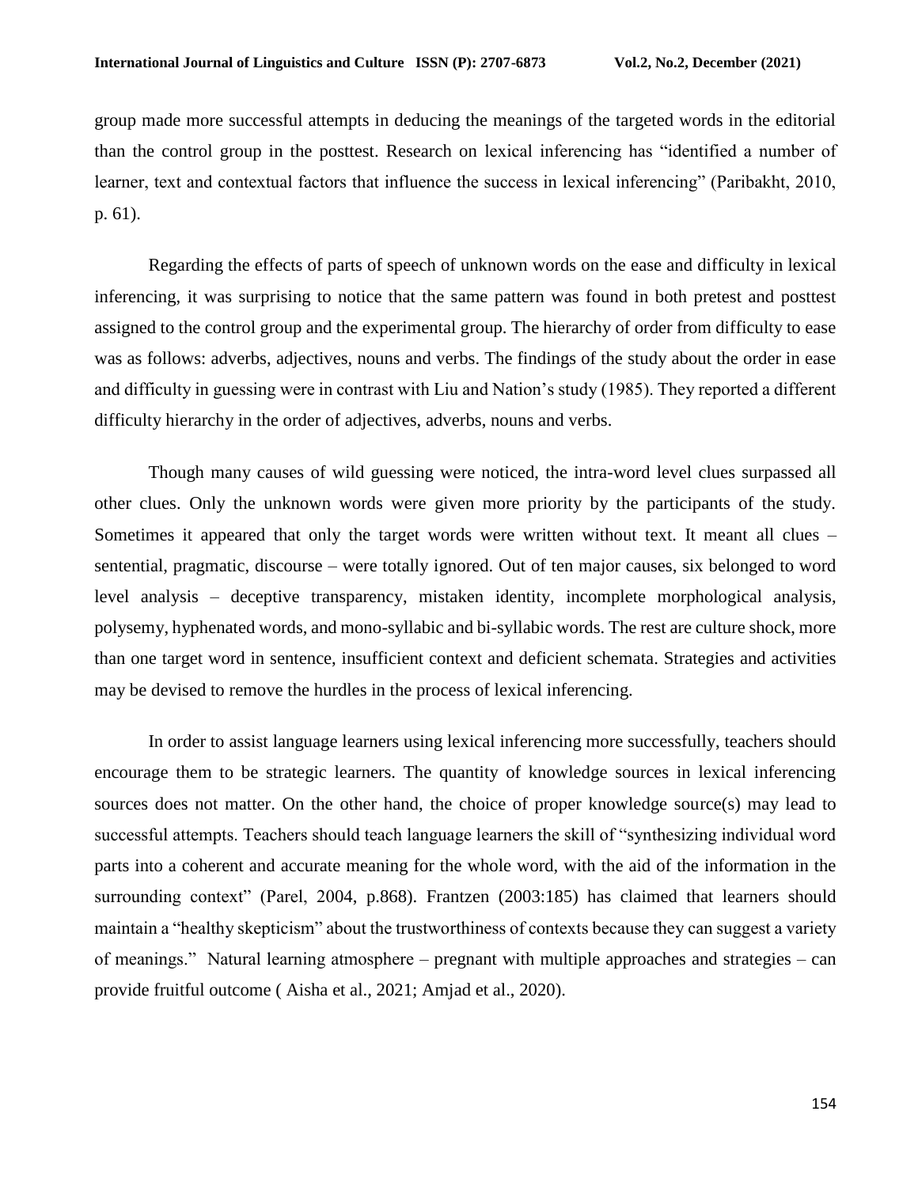group made more successful attempts in deducing the meanings of the targeted words in the editorial than the control group in the posttest. Research on lexical inferencing has "identified a number of learner, text and contextual factors that influence the success in lexical inferencing" (Paribakht, 2010, p. 61).

Regarding the effects of parts of speech of unknown words on the ease and difficulty in lexical inferencing, it was surprising to notice that the same pattern was found in both pretest and posttest assigned to the control group and the experimental group. The hierarchy of order from difficulty to ease was as follows: adverbs, adjectives, nouns and verbs. The findings of the study about the order in ease and difficulty in guessing were in contrast with Liu and Nation's study (1985). They reported a different difficulty hierarchy in the order of adjectives, adverbs, nouns and verbs.

Though many causes of wild guessing were noticed, the intra-word level clues surpassed all other clues. Only the unknown words were given more priority by the participants of the study. Sometimes it appeared that only the target words were written without text. It meant all clues – sentential, pragmatic, discourse – were totally ignored. Out of ten major causes, six belonged to word level analysis – deceptive transparency, mistaken identity, incomplete morphological analysis, polysemy, hyphenated words, and mono-syllabic and bi-syllabic words. The rest are culture shock, more than one target word in sentence, insufficient context and deficient schemata. Strategies and activities may be devised to remove the hurdles in the process of lexical inferencing.

In order to assist language learners using lexical inferencing more successfully, teachers should encourage them to be strategic learners. The quantity of knowledge sources in lexical inferencing sources does not matter. On the other hand, the choice of proper knowledge source(s) may lead to successful attempts. Teachers should teach language learners the skill of "synthesizing individual word parts into a coherent and accurate meaning for the whole word, with the aid of the information in the surrounding context" (Parel, 2004, p.868). Frantzen (2003:185) has claimed that learners should maintain a "healthy skepticism" about the trustworthiness of contexts because they can suggest a variety of meanings." Natural learning atmosphere – pregnant with multiple approaches and strategies – can provide fruitful outcome ( Aisha et al., 2021; Amjad et al., 2020).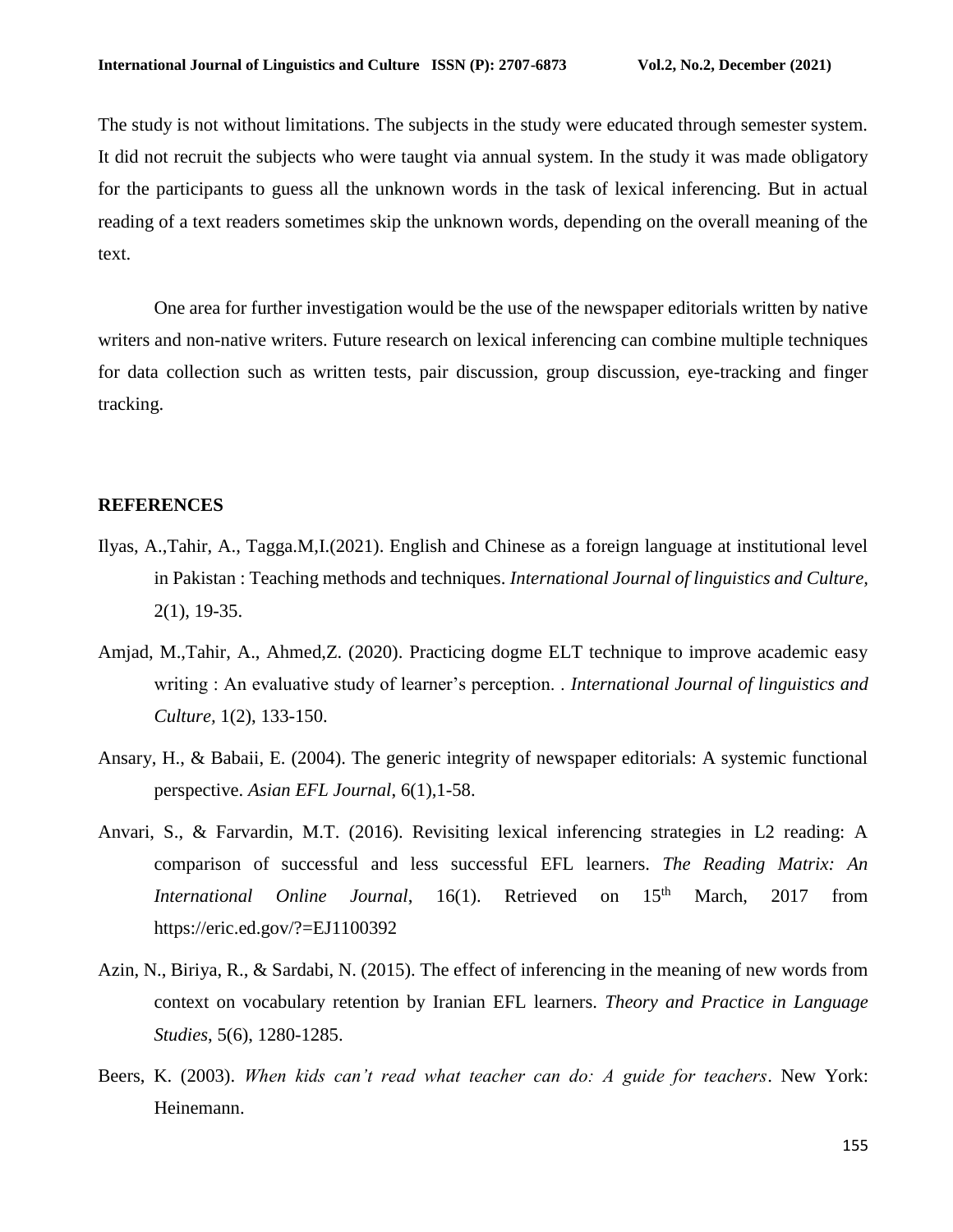The study is not without limitations. The subjects in the study were educated through semester system. It did not recruit the subjects who were taught via annual system. In the study it was made obligatory for the participants to guess all the unknown words in the task of lexical inferencing. But in actual reading of a text readers sometimes skip the unknown words, depending on the overall meaning of the text.

One area for further investigation would be the use of the newspaper editorials written by native writers and non-native writers. Future research on lexical inferencing can combine multiple techniques for data collection such as written tests, pair discussion, group discussion, eye-tracking and finger tracking.

## REFERENCES

Ilyas, A.,Tahir, A., Tagga.M,I.(2021). English and Chinese as a foreign language at institutional level in Pakistan : Teaching methods and techniques. *International Journal of linguistics and Culture,* 2(1), 19-35.

Amjad, M.,Tahir, A., Ahmed,Z. (2020). Practicing dogme ELT technique to improve academic easy writing : An evaluative study of learner's perception. . *International Journal of linguistics and Culture,* 1(2), 133-150.

Ansary, H., & Babaii, E. (2004). The generic integrity of newspaper editorials: A systemic functional perspective. *Asian EFL Journal*, 6(1),1-58.

Anvari, S., & Farvardin, M.T. (2016). Revisiting lexical inferencing strategies in L2 reading: A comparison of successful and less successful EFL learners. *The Reading Matrix: An International Online Journal*, 16(1). Retrieved on 15th March, 2017 from https://eric.ed.gov/?=EJ1100392

Azin, N., Biriya, R., & Sardabi, N. (2015). The effect of inferencing in the meaning of new words from context on vocabulary retention by Iranian EFL learners. *Theory and Practice in Language Studies*, 5(6), 1280-1285.

Beers, K. (2003). *When kids can't read what teacher can do: A guide for teachers*. New York: Heinemann.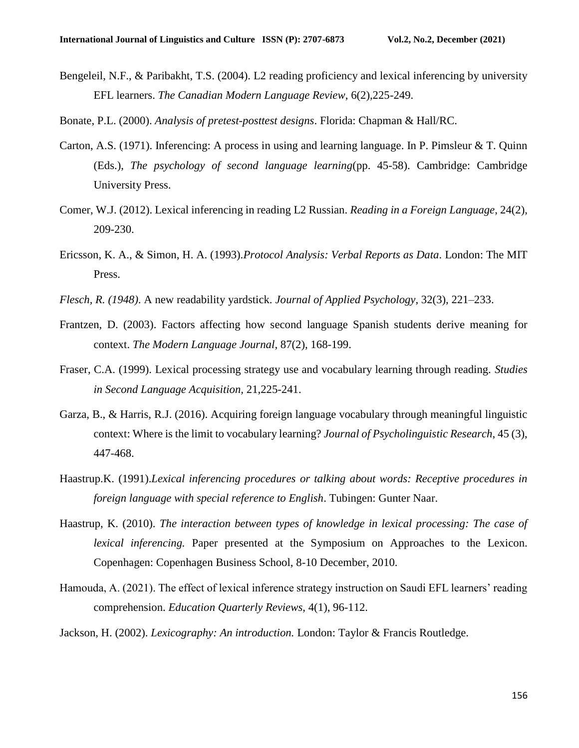Bengeleil, N.F., & Paribakht, T.S. (2004). L2 reading proficiency and lexical inferencing by university EFL learners. *The Canadian Modern Language Review*, 6(2),225-249.

Bonate, P.L. (2000). *Analysis of pretest-posttest designs*. Florida: Chapman & Hall/RC.

Carton, A.S. (1971). Inferencing: A process in using and learning language. In P. Pimsleur & T. Quinn (Eds.), *The psychology of second language learning*(pp. 45-58). Cambridge: Cambridge University Press.

Comer, W.J. (2012). Lexical inferencing in reading L2 Russian. *Reading in a Foreign Language*, 24(2), 209-230.

Ericsson, K. A., & Simon, H. A. (1993).*Protocol Analysis: Verbal Reports as Data*. London: The MIT Press.

*Flesch, R. (1948)*. A new readability yardstick. *Journal of Applied Psychology*, 32(3), 221–233.

Frantzen, D. (2003). Factors affecting how second language Spanish students derive meaning for context. *The Modern Language Journal*, 87(2), 168-199.

Fraser, C.A. (1999). Lexical processing strategy use and vocabulary learning through reading. *Studies in Second Language Acquisition,* 21,225-241.

Garza, B., & Harris, R.J. (2016). Acquiring foreign language vocabulary through meaningful linguistic context: Where is the limit to vocabulary learning? *Journal of Psycholinguistic Research*, 45 (3), 447-468.

Haastrup.K. (1991).*Lexical inferencing procedures or talking about words: Receptive procedures in foreign language with special reference to English*. Tubingen: Gunter Naar.

Haastrup, K. (2010). *The interaction between types of knowledge in lexical processing: The case of lexical inferencing.* Paper presented at the Symposium on Approaches to the Lexicon. Copenhagen: Copenhagen Business School, 8-10 December, 2010.

Hamouda, A. (2021). The effect of lexical inference strategy instruction on Saudi EFL learners' reading comprehension. *Education Quarterly Reviews*, 4(1), 96-112.

Jackson, H. (2002). *Lexicography: An introduction.* London: Taylor & Francis Routledge.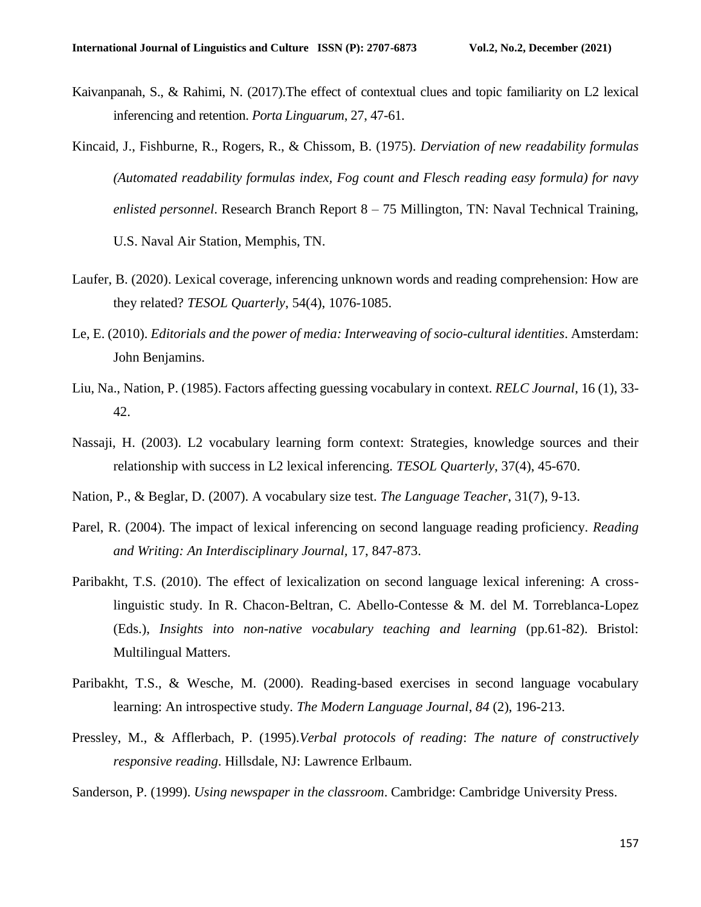Kaivanpanah, S., & Rahimi, N. (2017).The effect of contextual clues and topic familiarity on L2 lexical inferencing and retention. *Porta Linguarum*, 27, 47-61.

Kincaid, J., Fishburne, R., Rogers, R., & Chissom, B. (1975). *Derviation of new readability formulas (Automated readability formulas index, Fog count and Flesch reading easy formula) for navy enlisted personnel*. Research Branch Report 8 – 75 Millington, TN: Naval Technical Training, U.S. Naval Air Station, Memphis, TN.

Laufer, B. (2020). Lexical coverage, inferencing unknown words and reading comprehension: How are they related? *TESOL Quarterly*, 54(4), 1076-1085.

Le, E. (2010). *Editorials and the power of media: Interweaving of socio-cultural identities*. Amsterdam: John Benjamins.

Liu, Na., Nation, P. (1985). Factors affecting guessing vocabulary in context. *RELC Journal*, 16 (1), 33-42.

Nassaji, H. (2003). L2 vocabulary learning form context: Strategies, knowledge sources and their relationship with success in L2 lexical inferencing. *TESOL Quarterly*, 37(4), 45-670.

Nation, P., & Beglar, D. (2007). A vocabulary size test. *The Language Teacher*, 31(7), 9-13.

Parel, R. (2004). The impact of lexical inferencing on second language reading proficiency. *Reading and Writing: An Interdisciplinary Journal*, 17, 847-873.

Paribakht, T.S. (2010). The effect of lexicalization on second language lexical inferening: A cross-linguistic study. In R. Chacon-Beltran, C. Abello-Contesse & M. del M. Torreblanca-Lopez (Eds.), *Insights into non-native vocabulary teaching and learning* (pp.61-82). Bristol: Multilingual Matters.

Paribakht, T.S., & Wesche, M. (2000). Reading-based exercises in second language vocabulary learning: An introspective study. *The Modern Language Journal*, *84* (2), 196-213.

Pressley, M., & Afflerbach, P. (1995).*Verbal protocols of reading*: *The nature of constructively responsive reading*. Hillsdale, NJ: Lawrence Erlbaum.

Sanderson, P. (1999). *Using newspaper in the classroom*. Cambridge: Cambridge University Press.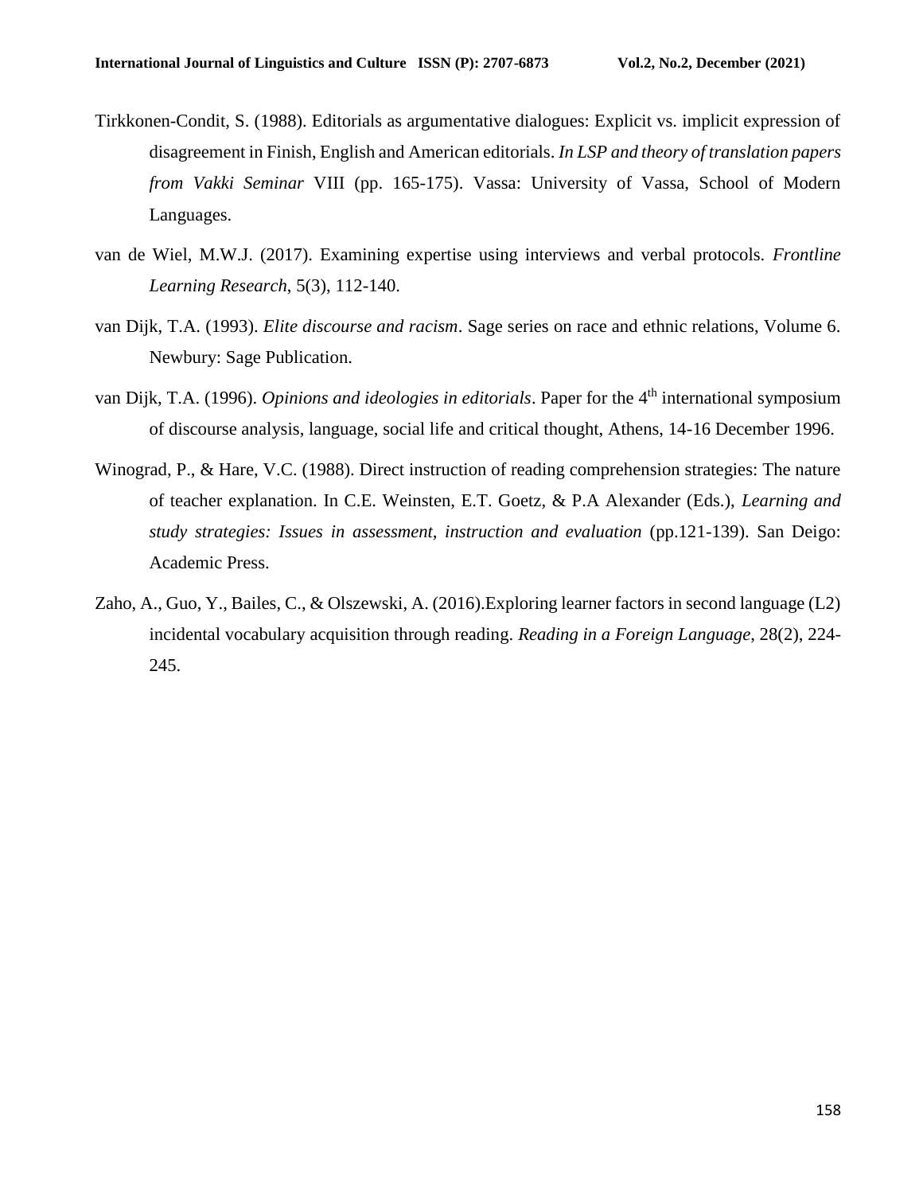Tirkkonen-Condit, S. (1988). Editorials as argumentative dialogues: Explicit vs. implicit expression of disagreement in Finish, English and American editorials. *In LSP and theory of translation papers from Vakki Seminar* VIII (pp. 165-175). Vassa: University of Vassa, School of Modern Languages.

van de Wiel, M.W.J. (2017). Examining expertise using interviews and verbal protocols. *Frontline Learning Research*, 5(3), 112-140.

van Dijk, T.A. (1993). *Elite discourse and racism*. Sage series on race and ethnic relations, Volume 6. Newbury: Sage Publication.

van Dijk, T.A. (1996). *Opinions and ideologies in editorials*. Paper for the 4th international symposium of discourse analysis, language, social life and critical thought, Athens, 14-16 December 1996.

Winograd, P., & Hare, V.C. (1988). Direct instruction of reading comprehension strategies: The nature of teacher explanation. In C.E. Weinsten, E.T. Goetz, & P.A Alexander (Eds.), *Learning and study strategies: Issues in assessment, instruction and evaluation* (pp.121-139). San Deigo: Academic Press.

Zaho, A., Guo, Y., Bailes, C., & Olszewski, A. (2016).Exploring learner factors in second language (L2) incidental vocabulary acquisition through reading. *Reading in a Foreign Language*, 28(2), 224-245.